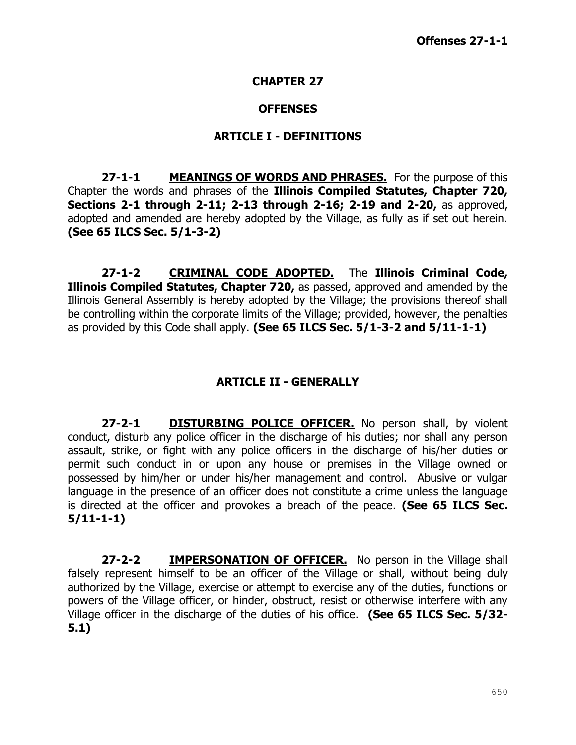# CHAPTER 27

# OFFENSES

## ARTICLE I - DEFINITIONS

**27-1-1 <u>MEANINGS OF WORDS AND PHRASES.</u>** For the purpose of this Chapter the words and phrases of the **Illinois Compiled Statutes, Chapter 720, Sections 2-1 through 2-11; 2-13 through 2-16; 2-19 and 2-20,** as approved, adopted and amended are hereby adopted by the Village, as fully as if set out herein. **(See 65 ILCS Sec. 5/1-3-2)**

**27-1-2 <u>CRIMINAL CODE ADOPTED.</u>** The **Illinois Criminal Code, Illinois Compiled Statutes, Chapter 720,** as passed, approved and amended by the Illinois General Assembly is hereby adopted by the Village; the provisions thereof shall be controlling within the corporate limits of the Village; provided, however, the penalties as provided by this Code shall apply. **(See 65 ILCS Sec. 5/1-3-2 and 5/11-1-1)**

## ARTICLE II - GENERALLY

**27-2-1 <u>DISTURBING POLICE OFFICER.</u>** No person shall, by violent conduct, disturb any police officer in the discharge of his duties; nor shall any person assault, strike, or fight with any police officers in the discharge of his/her duties or permit such conduct in or upon any house or premises in the Village owned or possessed by him/her or under his/her management and control. Abusive or vulgar language in the presence of an officer does not constitute a crime unless the language is directed at the officer and provokes a breach of the peace. **(See 65 ILCS Sec. 5/11-1-1)**

**27-2-2 <u>IMPERSONATION OF OFFICER.</u>** No person in the Village shall falsely represent himself to be an officer of the Village or shall, without being duly authorized by the Village, exercise or attempt to exercise any of the duties, functions or powers of the Village officer, or hinder, obstruct, resist or otherwise interfere with any Village officer in the discharge of the duties of his office. **(See 65 ILCS Sec. 5/32-5.1)**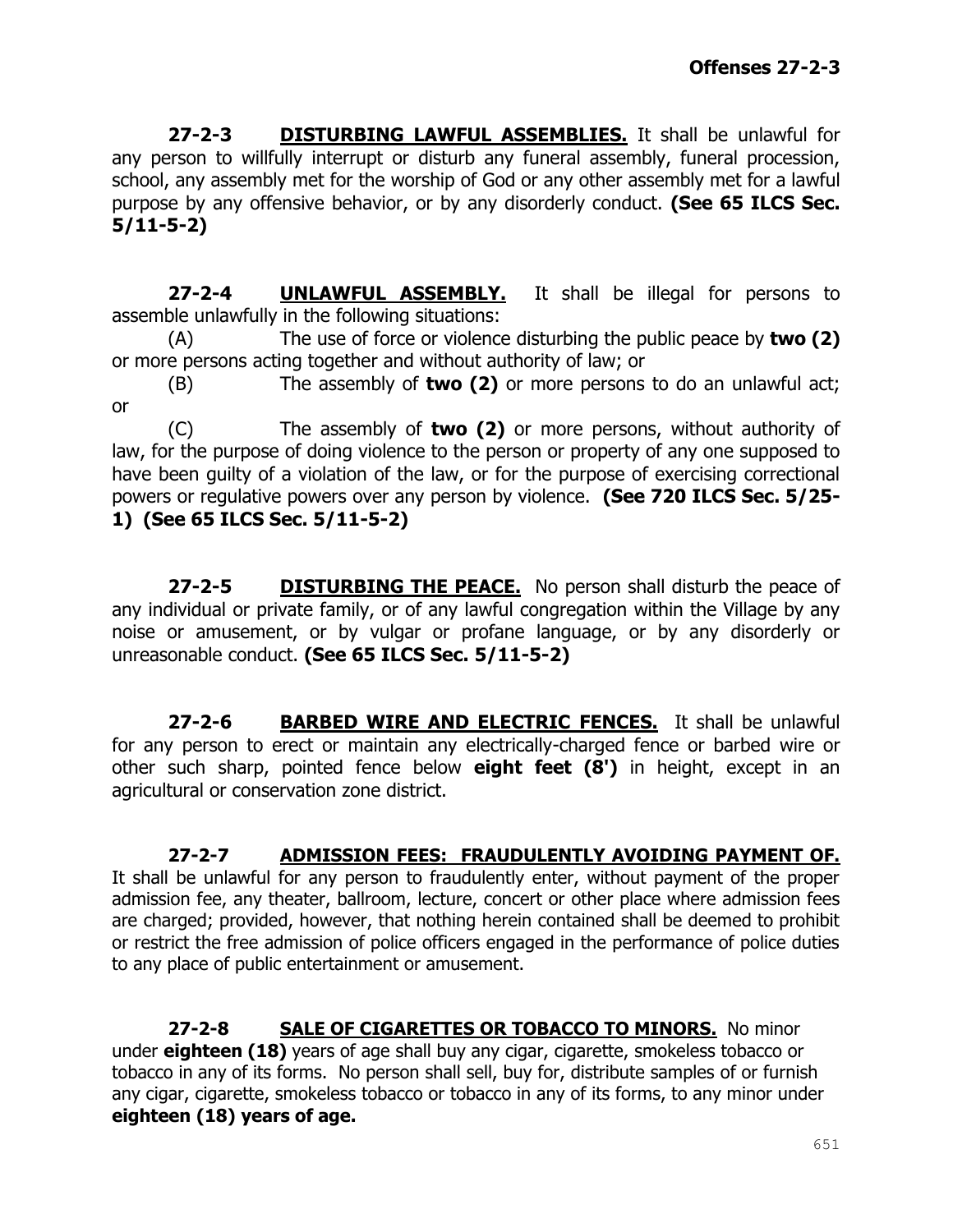**27-2-3 DISTURBING LAWFUL ASSEMBLIES.** It shall be unlawful for any person to willfully interrupt or disturb any funeral assembly, funeral procession, school, any assembly met for the worship of God or any other assembly met for a lawful purpose by any offensive behavior, or by any disorderly conduct. **(See 65 ILCS Sec. 5/11-5-2)**

**27-2-4 UNLAWFUL ASSEMBLY.** It shall be illegal for persons to assemble unlawfully in the following situations:

(A) The use of force or violence disturbing the public peace by **two (2)** or more persons acting together and without authority of law; or

(B) The assembly of **two (2)** or more persons to do an unlawful act; or

(C) The assembly of **two (2)** or more persons, without authority of law, for the purpose of doing violence to the person or property of any one supposed to have been guilty of a violation of the law, or for the purpose of exercising correctional powers or regulative powers over any person by violence. **(See 720 ILCS Sec. 5/25-1) (See 65 ILCS Sec. 5/11-5-2)**

**27-2-5 DISTURBING THE PEACE.** No person shall disturb the peace of any individual or private family, or of any lawful congregation within the Village by any noise or amusement, or by vulgar or profane language, or by any disorderly or unreasonable conduct. **(See 65 ILCS Sec. 5/11-5-2)**

**27-2-6 BARBED WIRE AND ELECTRIC FENCES.** It shall be unlawful for any person to erect or maintain any electrically-charged fence or barbed wire or other such sharp, pointed fence below **eight feet (8')** in height, except in an agricultural or conservation zone district.

**27-2-7 ADMISSION FEES: FRAUDULENTLY AVOIDING PAYMENT OF.** It shall be unlawful for any person to fraudulently enter, without payment of the proper admission fee, any theater, ballroom, lecture, concert or other place where admission fees are charged; provided, however, that nothing herein contained shall be deemed to prohibit or restrict the free admission of police officers engaged in the performance of police duties to any place of public entertainment or amusement.

**27-2-8 SALE OF CIGARETTES OR TOBACCO TO MINORS.** No minor under **eighteen (18)** years of age shall buy any cigar, cigarette, smokeless tobacco or tobacco in any of its forms. No person shall sell, buy for, distribute samples of or furnish any cigar, cigarette, smokeless tobacco or tobacco in any of its forms, to any minor under **eighteen (18) years of age.**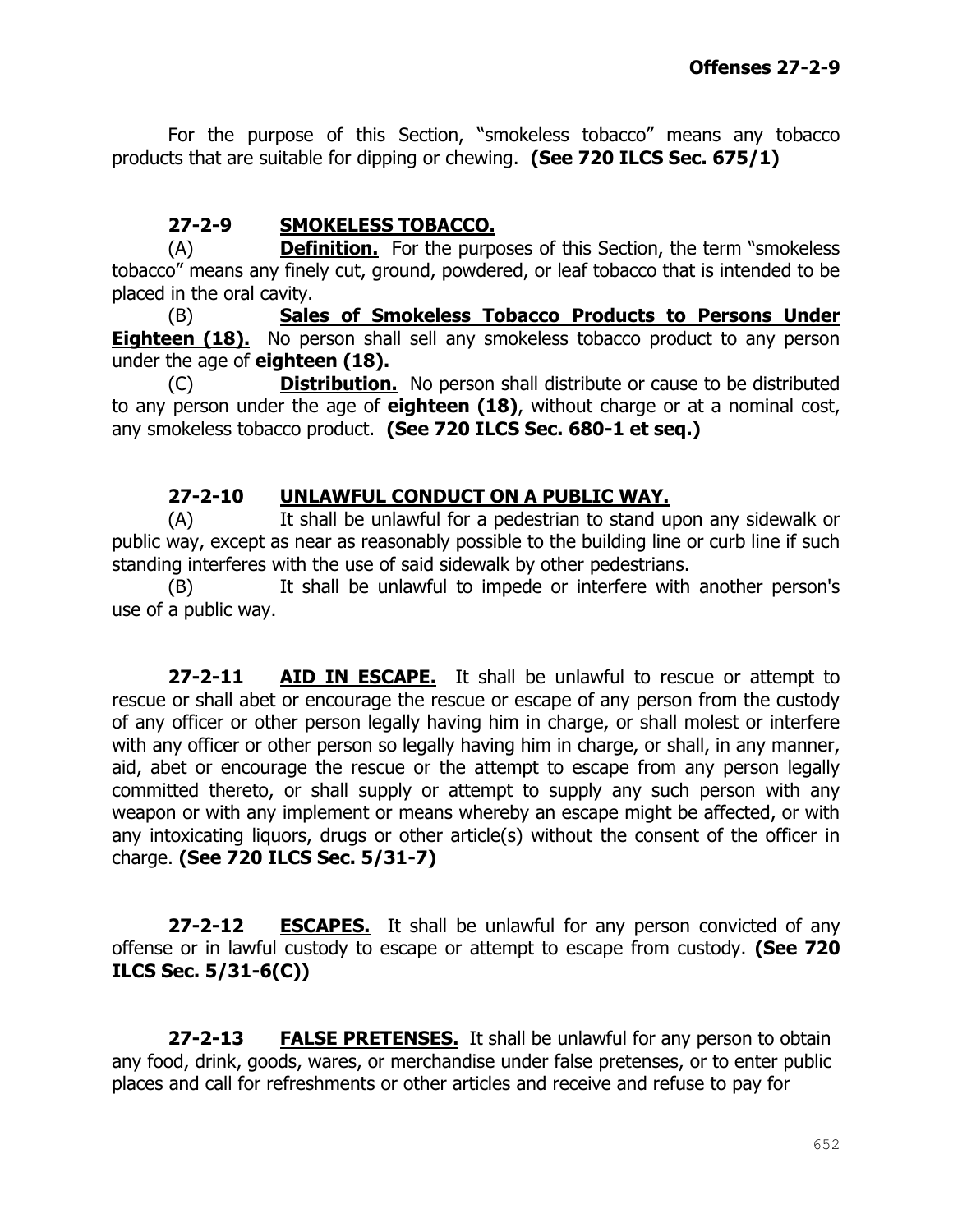For the purpose of this Section, "smokeless tobacco" means any tobacco products that are suitable for dipping or chewing. **(See 720 ILCS Sec. 675/1)**

### 27-2-9 SMOKELESS TOBACCO.

(A) **Definition.** For the purposes of this Section, the term "smokeless tobacco" means any finely cut, ground, powdered, or leaf tobacco that is intended to be placed in the oral cavity.

(B) **Sales of Smokeless Tobacco Products to Persons Under Eighteen (18).** No person shall sell any smokeless tobacco product to any person under the age of **eighteen (18).**

(C) **Distribution.** No person shall distribute or cause to be distributed to any person under the age of **eighteen (18)**, without charge or at a nominal cost, any smokeless tobacco product. **(See 720 ILCS Sec. 680-1 et seq.)**

### 27-2-10 UNLAWFUL CONDUCT ON A PUBLIC WAY.

(A) It shall be unlawful for a pedestrian to stand upon any sidewalk or public way, except as near as reasonably possible to the building line or curb line if such standing interferes with the use of said sidewalk by other pedestrians.

(B) It shall be unlawful to impede or interfere with another person's use of a public way.

**27-2-11 AID IN ESCAPE.** It shall be unlawful to rescue or attempt to rescue or shall abet or encourage the rescue or escape of any person from the custody of any officer or other person legally having him in charge, or shall molest or interfere with any officer or other person so legally having him in charge, or shall, in any manner, aid, abet or encourage the rescue or the attempt to escape from any person legally committed thereto, or shall supply or attempt to supply any such person with any weapon or with any implement or means whereby an escape might be affected, or with any intoxicating liquors, drugs or other article(s) without the consent of the officer in charge. **(See 720 ILCS Sec. 5/31-7)**

**27-2-12 ESCAPES.** It shall be unlawful for any person convicted of any offense or in lawful custody to escape or attempt to escape from custody. **(See 720 ILCS Sec. 5/31-6(C))**

**27-2-13 FALSE PRETENSES.** It shall be unlawful for any person to obtain any food, drink, goods, wares, or merchandise under false pretenses, or to enter public places and call for refreshments or other articles and receive and refuse to pay for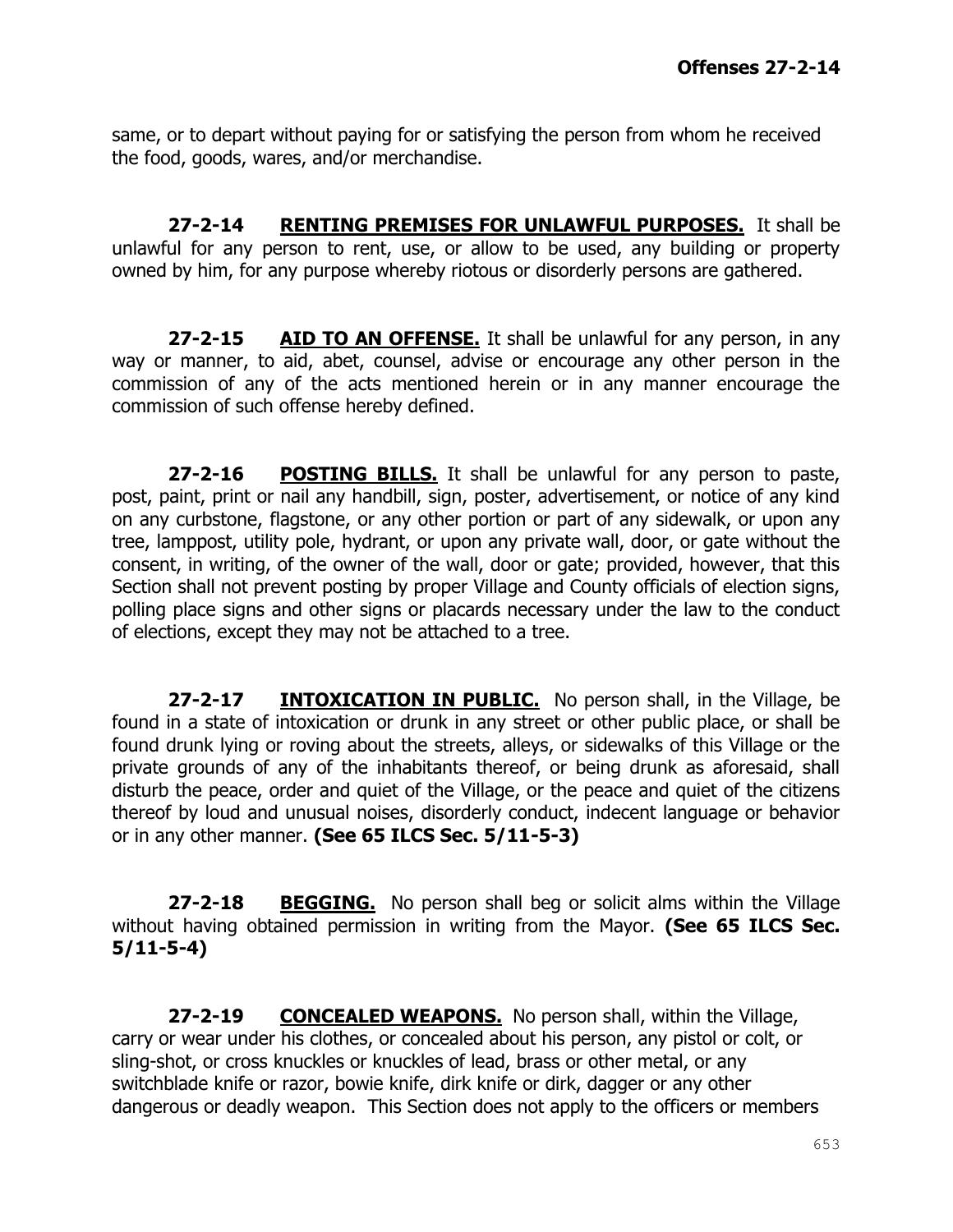same, or to depart without paying for or satisfying the person from whom he received the food, goods, wares, and/or merchandise.

**27-2-14 RENTING PREMISES FOR UNLAWFUL PURPOSES.** It shall be unlawful for any person to rent, use, or allow to be used, any building or property owned by him, for any purpose whereby riotous or disorderly persons are gathered.

**27-2-15 AID TO AN OFFENSE.** It shall be unlawful for any person, in any way or manner, to aid, abet, counsel, advise or encourage any other person in the commission of any of the acts mentioned herein or in any manner encourage the commission of such offense hereby defined.

**27-2-16 POSTING BILLS.** It shall be unlawful for any person to paste, post, paint, print or nail any handbill, sign, poster, advertisement, or notice of any kind on any curbstone, flagstone, or any other portion or part of any sidewalk, or upon any tree, lamppost, utility pole, hydrant, or upon any private wall, door, or gate without the consent, in writing, of the owner of the wall, door or gate; provided, however, that this Section shall not prevent posting by proper Village and County officials of election signs, polling place signs and other signs or placards necessary under the law to the conduct of elections, except they may not be attached to a tree.

**27-2-17 INTOXICATION IN PUBLIC.** No person shall, in the Village, be found in a state of intoxication or drunk in any street or other public place, or shall be found drunk lying or roving about the streets, alleys, or sidewalks of this Village or the private grounds of any of the inhabitants thereof, or being drunk as aforesaid, shall disturb the peace, order and quiet of the Village, or the peace and quiet of the citizens thereof by loud and unusual noises, disorderly conduct, indecent language or behavior or in any other manner. **(See 65 ILCS Sec. 5/11-5-3)**

**27-2-18 BEGGING.** No person shall beg or solicit alms within the Village without having obtained permission in writing from the Mayor. **(See 65 ILCS Sec. 5/11-5-4)**

**27-2-19 CONCEALED WEAPONS.** No person shall, within the Village, carry or wear under his clothes, or concealed about his person, any pistol or colt, or sling-shot, or cross knuckles or knuckles of lead, brass or other metal, or any switchblade knife or razor, bowie knife, dirk knife or dirk, dagger or any other dangerous or deadly weapon. This Section does not apply to the officers or members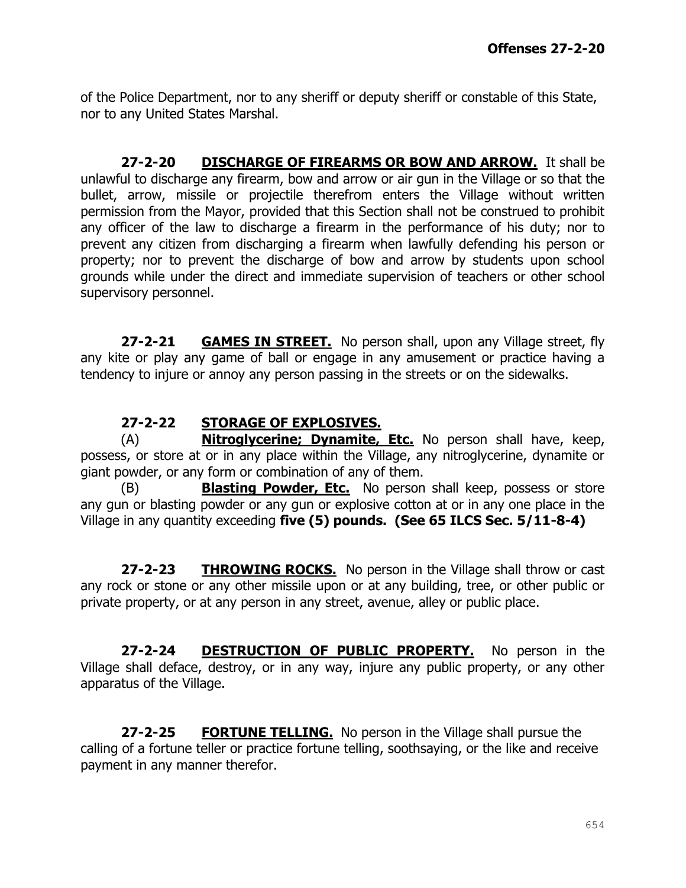of the Police Department, nor to any sheriff or deputy sheriff or constable of this State, nor to any United States Marshal.

**27-2-20 <u>DISCHARGE OF FIREARMS OR BOW AND ARROW.</u>** It shall be unlawful to discharge any firearm, bow and arrow or air gun in the Village or so that the bullet, arrow, missile or projectile therefrom enters the Village without written permission from the Mayor, provided that this Section shall not be construed to prohibit any officer of the law to discharge a firearm in the performance of his duty; nor to prevent any citizen from discharging a firearm when lawfully defending his person or property; nor to prevent the discharge of bow and arrow by students upon school grounds while under the direct and immediate supervision of teachers or other school supervisory personnel.

**27-2-21 <u>GAMES IN STREET.</u>** No person shall, upon any Village street, fly any kite or play any game of ball or engage in any amusement or practice having a tendency to injure or annoy any person passing in the streets or on the sidewalks.

**27-2-22 <u>STORAGE OF EXPLOSIVES.</u>**

(A) **<u>Nitroglycerine; Dynamite, Etc.</u>** No person shall have, keep, possess, or store at or in any place within the Village, any nitroglycerine, dynamite or giant powder, or any form or combination of any of them.

(B) **<u>Blasting Powder, Etc.</u>** No person shall keep, possess or store any gun or blasting powder or any gun or explosive cotton at or in any one place in the Village in any quantity exceeding **five (5) pounds. (See 65 ILCS Sec. 5/11-8-4)**

**27-2-23 <u>THROWING ROCKS.</u>** No person in the Village shall throw or cast any rock or stone or any other missile upon or at any building, tree, or other public or private property, or at any person in any street, avenue, alley or public place.

**27-2-24 <u>DESTRUCTION OF PUBLIC PROPERTY.</u>** No person in the Village shall deface, destroy, or in any way, injure any public property, or any other apparatus of the Village.

**27-2-25 <u>FORTUNE TELLING.</u>** No person in the Village shall pursue the calling of a fortune teller or practice fortune telling, soothsaying, or the like and receive payment in any manner therefor.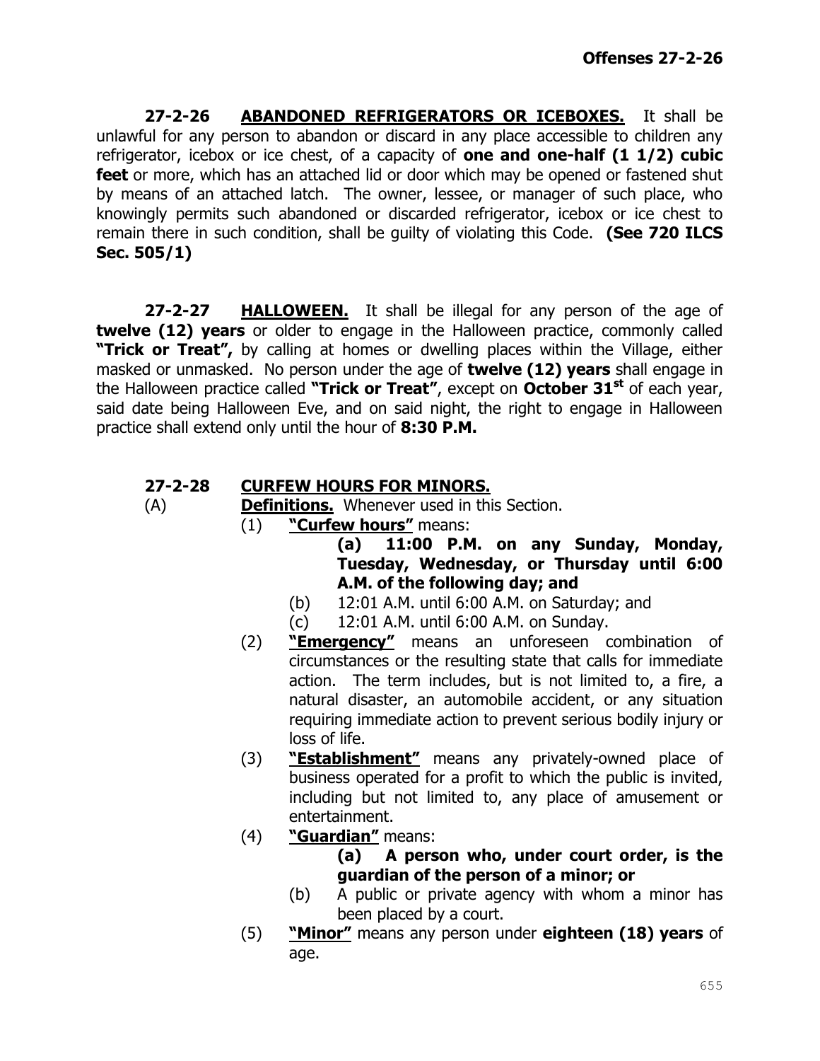**27-2-26 ABANDONED REFRIGERATORS OR ICEBOXES.** It shall be unlawful for any person to abandon or discard in any place accessible to children any refrigerator, icebox or ice chest, of a capacity of **one and one-half (1 1/2) cubic feet** or more, which has an attached lid or door which may be opened or fastened shut by means of an attached latch. The owner, lessee, or manager of such place, who knowingly permits such abandoned or discarded refrigerator, icebox or ice chest to remain there in such condition, shall be guilty of violating this Code. **(See 720 ILCS Sec. 505/1)**

**27-2-27 HALLOWEEN.** It shall be illegal for any person of the age of **twelve (12) years** or older to engage in the Halloween practice, commonly called **"Trick or Treat",** by calling at homes or dwelling places within the Village, either masked or unmasked. No person under the age of **twelve (12) years** shall engage in the Halloween practice called **"Trick or Treat"**, except on **October 31st** of each year, said date being Halloween Eve, and on said night, the right to engage in Halloween practice shall extend only until the hour of **8:30 P.M.**

**27-2-28 CURFEW HOURS FOR MINORS.**

(A) **Definitions.** Whenever used in this Section.

(1) **"Curfew hours"** means:

(a) **11:00 P.M. on any Sunday, Monday, Tuesday, Wednesday, or Thursday until 6:00 A.M. of the following day; and**

(b) 12:01 A.M. until 6:00 A.M. on Saturday; and

(c) 12:01 A.M. until 6:00 A.M. on Sunday.

(2) **"Emergency"** means an unforeseen combination of circumstances or the resulting state that calls for immediate action. The term includes, but is not limited to, a fire, a natural disaster, an automobile accident, or any situation requiring immediate action to prevent serious bodily injury or loss of life.

(3) **"Establishment"** means any privately-owned place of business operated for a profit to which the public is invited, including but not limited to, any place of amusement or entertainment.

(4) **"Guardian"** means:

(a) **A person who, under court order, is the guardian of the person of a minor; or**

(b) A public or private agency with whom a minor has been placed by a court.

(5) **"Minor"** means any person under **eighteen (18) years** of age.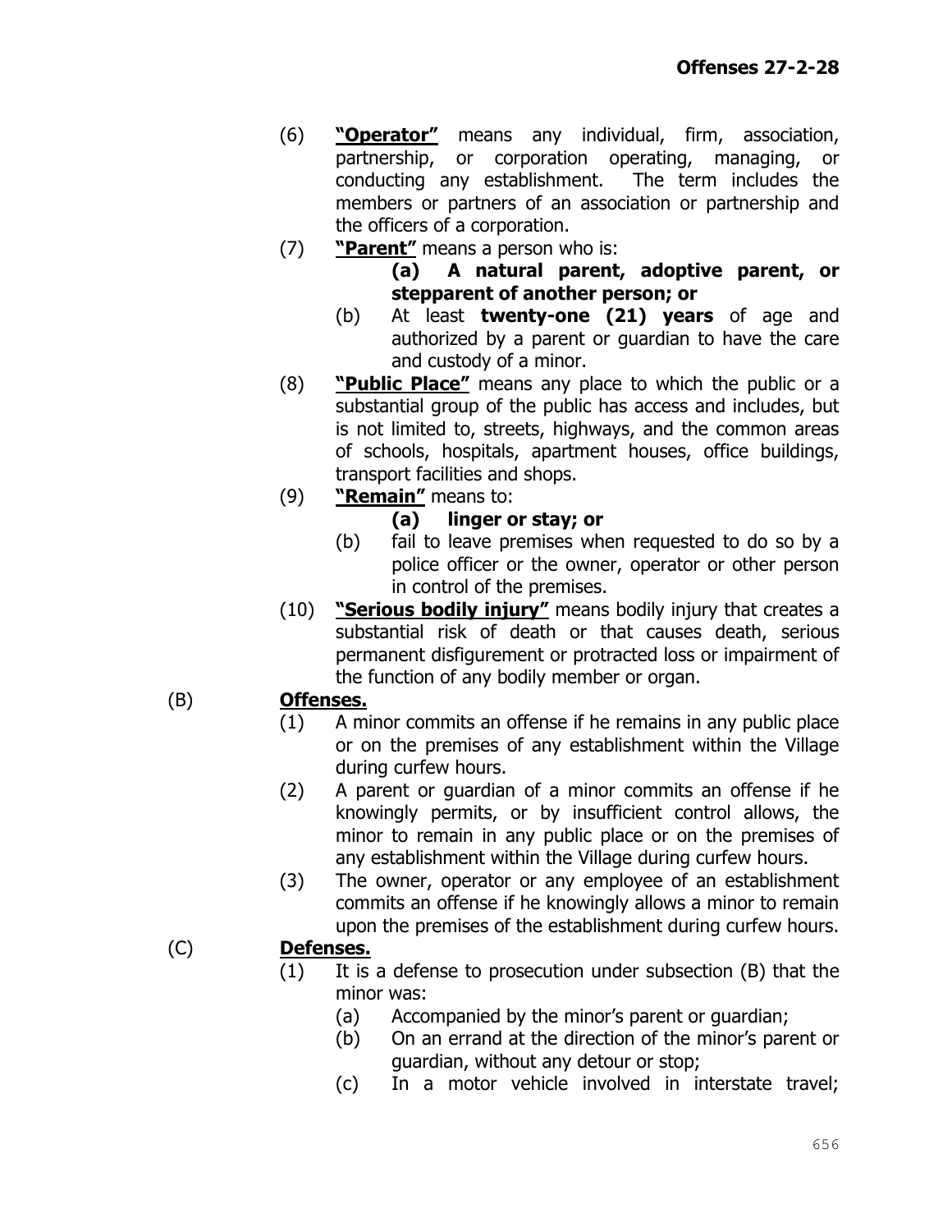(6) **"Operator"** means any individual, firm, association, partnership, or corporation operating, managing, or conducting any establishment. The term includes the members or partners of an association or partnership and the officers of a corporation.

(7) **"Parent"** means a person who is:

   **(a) A natural parent, adoptive parent, or stepparent of another person; or**

   (b) At least **twenty-one (21) years** of age and authorized by a parent or guardian to have the care and custody of a minor.

(8) **"Public Place"** means any place to which the public or a substantial group of the public has access and includes, but is not limited to, streets, highways, and the common areas of schools, hospitals, apartment houses, office buildings, transport facilities and shops.

(9) **"Remain"** means to:

   **(a) linger or stay; or**

   (b) fail to leave premises when requested to do so by a police officer or the owner, operator or other person in control of the premises.

(10) **"Serious bodily injury"** means bodily injury that creates a substantial risk of death or that causes death, serious permanent disfigurement or protracted loss or impairment of the function of any bodily member or organ.

(B) **Offenses.**

(1) A minor commits an offense if he remains in any public place or on the premises of any establishment within the Village during curfew hours.

(2) A parent or guardian of a minor commits an offense if he knowingly permits, or by insufficient control allows, the minor to remain in any public place or on the premises of any establishment within the Village during curfew hours.

(3) The owner, operator or any employee of an establishment commits an offense if he knowingly allows a minor to remain upon the premises of the establishment during curfew hours.

(C) **Defenses.**

(1) It is a defense to prosecution under subsection (B) that the minor was:

   (a) Accompanied by the minor's parent or guardian;

   (b) On an errand at the direction of the minor's parent or guardian, without any detour or stop;

   (c) In a motor vehicle involved in interstate travel;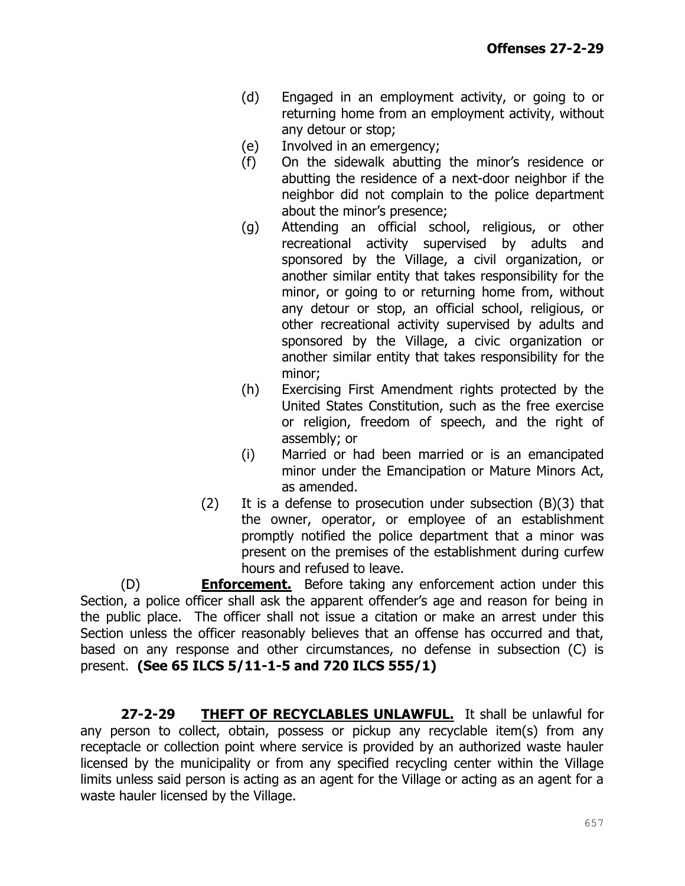(d) Engaged in an employment activity, or going to or returning home from an employment activity, without any detour or stop;

(e) Involved in an emergency;

(f) On the sidewalk abutting the minor's residence or abutting the residence of a next-door neighbor if the neighbor did not complain to the police department about the minor's presence;

(g) Attending an official school, religious, or other recreational activity supervised by adults and sponsored by the Village, a civil organization, or another similar entity that takes responsibility for the minor, or going to or returning home from, without any detour or stop, an official school, religious, or other recreational activity supervised by adults and sponsored by the Village, a civic organization or another similar entity that takes responsibility for the minor;

(h) Exercising First Amendment rights protected by the United States Constitution, such as the free exercise or religion, freedom of speech, and the right of assembly; or

(i) Married or had been married or is an emancipated minor under the Emancipation or Mature Minors Act, as amended.

(2) It is a defense to prosecution under subsection (B)(3) that the owner, operator, or employee of an establishment promptly notified the police department that a minor was present on the premises of the establishment during curfew hours and refused to leave.

(D) **Enforcement.** Before taking any enforcement action under this Section, a police officer shall ask the apparent offender's age and reason for being in the public place. The officer shall not issue a citation or make an arrest under this Section unless the officer reasonably believes that an offense has occurred and that, based on any response and other circumstances, no defense in subsection (C) is present. **(See 65 ILCS 5/11-1-5 and 720 ILCS 555/1)**

**27-2-29 THEFT OF RECYCLABLES UNLAWFUL.** It shall be unlawful for any person to collect, obtain, possess or pickup any recyclable item(s) from any receptacle or collection point where service is provided by an authorized waste hauler licensed by the municipality or from any specified recycling center within the Village limits unless said person is acting as an agent for the Village or acting as an agent for a waste hauler licensed by the Village.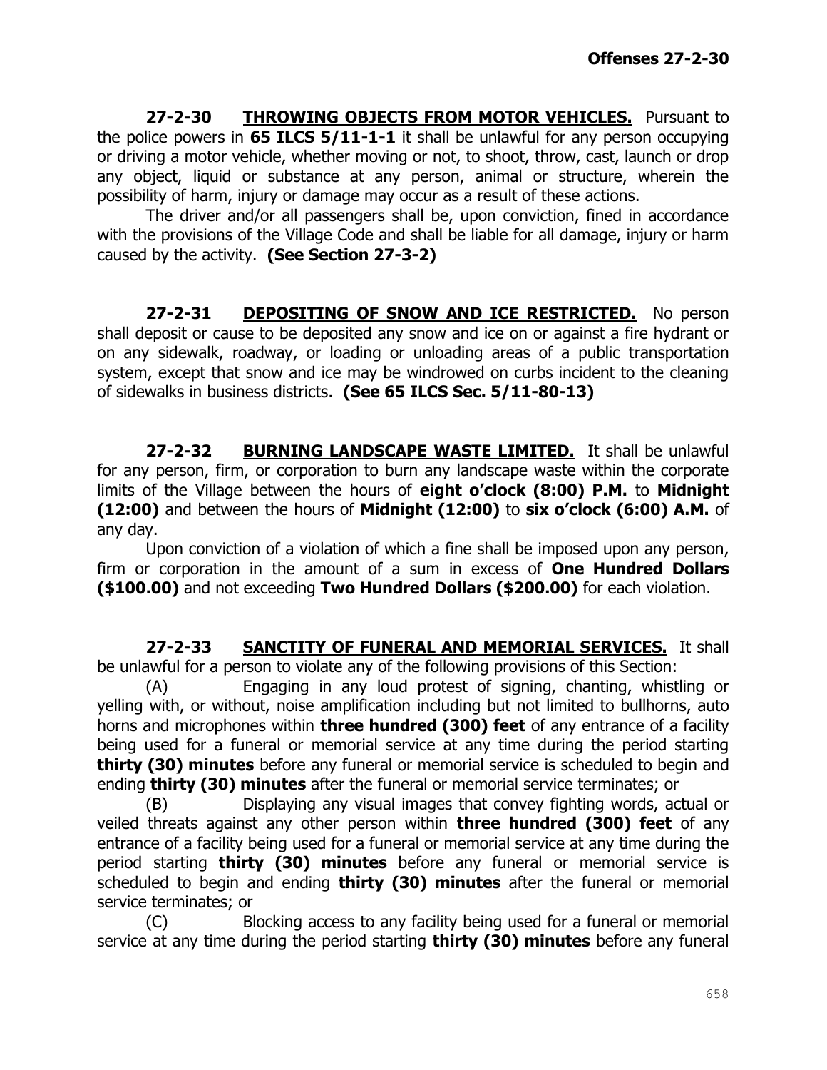**27-2-30 THROWING OBJECTS FROM MOTOR VEHICLES.** Pursuant to the police powers in **65 ILCS 5/11-1-1** it shall be unlawful for any person occupying or driving a motor vehicle, whether moving or not, to shoot, throw, cast, launch or drop any object, liquid or substance at any person, animal or structure, wherein the possibility of harm, injury or damage may occur as a result of these actions.

The driver and/or all passengers shall be, upon conviction, fined in accordance with the provisions of the Village Code and shall be liable for all damage, injury or harm caused by the activity. **(See Section 27-3-2)**

**27-2-31 DEPOSITING OF SNOW AND ICE RESTRICTED.** No person shall deposit or cause to be deposited any snow and ice on or against a fire hydrant or on any sidewalk, roadway, or loading or unloading areas of a public transportation system, except that snow and ice may be windrowed on curbs incident to the cleaning of sidewalks in business districts. **(See 65 ILCS Sec. 5/11-80-13)**

**27-2-32 BURNING LANDSCAPE WASTE LIMITED.** It shall be unlawful for any person, firm, or corporation to burn any landscape waste within the corporate limits of the Village between the hours of **eight o'clock (8:00) P.M.** to **Midnight (12:00)** and between the hours of **Midnight (12:00)** to **six o'clock (6:00) A.M.** of any day.

Upon conviction of a violation of which a fine shall be imposed upon any person, firm or corporation in the amount of a sum in excess of **One Hundred Dollars ($100.00)** and not exceeding **Two Hundred Dollars ($200.00)** for each violation.

**27-2-33 SANCTITY OF FUNERAL AND MEMORIAL SERVICES.** It shall be unlawful for a person to violate any of the following provisions of this Section:

(A) Engaging in any loud protest of signing, chanting, whistling or yelling with, or without, noise amplification including but not limited to bullhorns, auto horns and microphones within **three hundred (300) feet** of any entrance of a facility being used for a funeral or memorial service at any time during the period starting **thirty (30) minutes** before any funeral or memorial service is scheduled to begin and ending **thirty (30) minutes** after the funeral or memorial service terminates; or

(B) Displaying any visual images that convey fighting words, actual or veiled threats against any other person within **three hundred (300) feet** of any entrance of a facility being used for a funeral or memorial service at any time during the period starting **thirty (30) minutes** before any funeral or memorial service is scheduled to begin and ending **thirty (30) minutes** after the funeral or memorial service terminates; or

(C) Blocking access to any facility being used for a funeral or memorial service at any time during the period starting **thirty (30) minutes** before any funeral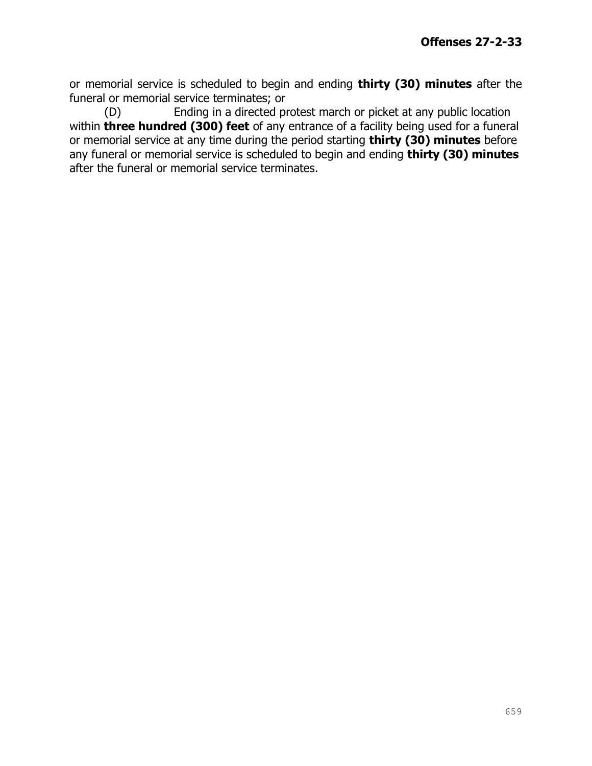or memorial service is scheduled to begin and ending **thirty (30) minutes** after the funeral or memorial service terminates; or

(D) Ending in a directed protest march or picket at any public location within **three hundred (300) feet** of any entrance of a facility being used for a funeral or memorial service at any time during the period starting **thirty (30) minutes** before any funeral or memorial service is scheduled to begin and ending **thirty (30) minutes** after the funeral or memorial service terminates.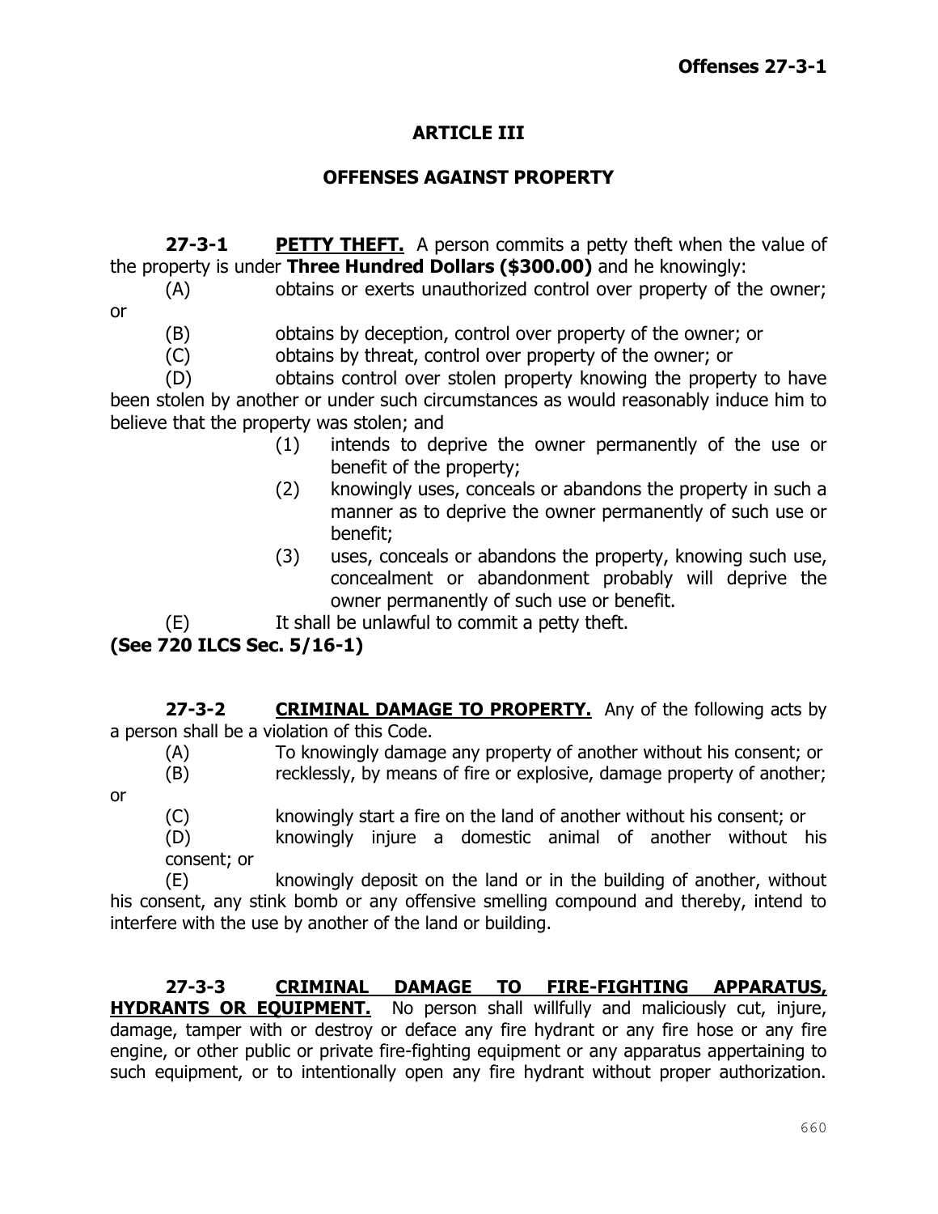## ARTICLE III

## OFFENSES AGAINST PROPERTY

**27-3-1 PETTY THEFT.** A person commits a petty theft when the value of the property is under **Three Hundred Dollars ($300.00)** and he knowingly:

(A) obtains or exerts unauthorized control over property of the owner; or

(B) obtains by deception, control over property of the owner; or

(C) obtains by threat, control over property of the owner; or

(D) obtains control over stolen property knowing the property to have been stolen by another or under such circumstances as would reasonably induce him to believe that the property was stolen; and

(1) intends to deprive the owner permanently of the use or benefit of the property;

(2) knowingly uses, conceals or abandons the property in such a manner as to deprive the owner permanently of such use or benefit;

(3) uses, conceals or abandons the property, knowing such use, concealment or abandonment probably will deprive the owner permanently of such use or benefit.

(E) It shall be unlawful to commit a petty theft.

**(See 720 ILCS Sec. 5/16-1)**

**27-3-2 CRIMINAL DAMAGE TO PROPERTY.** Any of the following acts by a person shall be a violation of this Code.

(A) To knowingly damage any property of another without his consent; or

(B) recklessly, by means of fire or explosive, damage property of another; or

(C) knowingly start a fire on the land of another without his consent; or

(D) knowingly injure a domestic animal of another without his consent; or

(E) knowingly deposit on the land or in the building of another, without his consent, any stink bomb or any offensive smelling compound and thereby, intend to interfere with the use by another of the land or building.

**27-3-3 CRIMINAL DAMAGE TO FIRE-FIGHTING APPARATUS, HYDRANTS OR EQUIPMENT.** No person shall willfully and maliciously cut, injure, damage, tamper with or destroy or deface any fire hydrant or any fire hose or any fire engine, or other public or private fire-fighting equipment or any apparatus appertaining to such equipment, or to intentionally open any fire hydrant without proper authorization.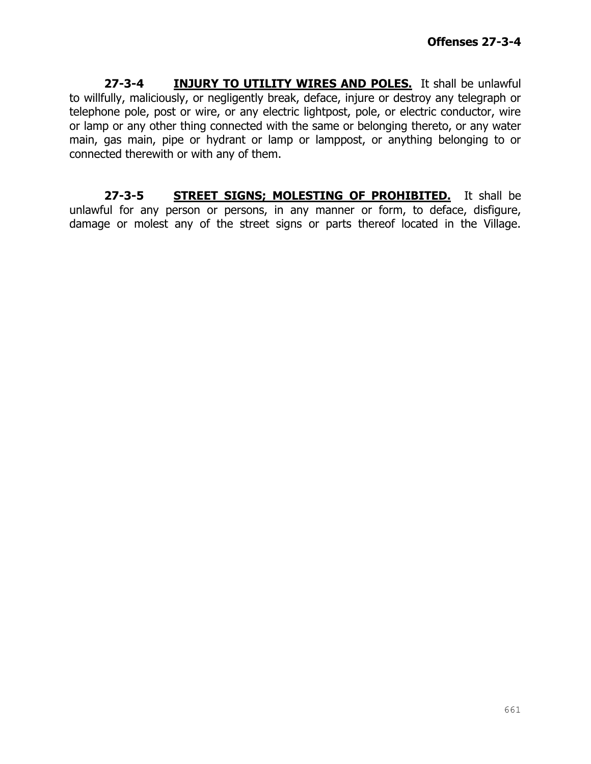**27-3-4 INJURY TO UTILITY WIRES AND POLES.** It shall be unlawful to willfully, maliciously, or negligently break, deface, injure or destroy any telegraph or telephone pole, post or wire, or any electric lightpost, pole, or electric conductor, wire or lamp or any other thing connected with the same or belonging thereto, or any water main, gas main, pipe or hydrant or lamp or lamppost, or anything belonging to or connected therewith or with any of them.

**27-3-5 STREET SIGNS; MOLESTING OF PROHIBITED.** It shall be unlawful for any person or persons, in any manner or form, to deface, disfigure, damage or molest any of the street signs or parts thereof located in the Village.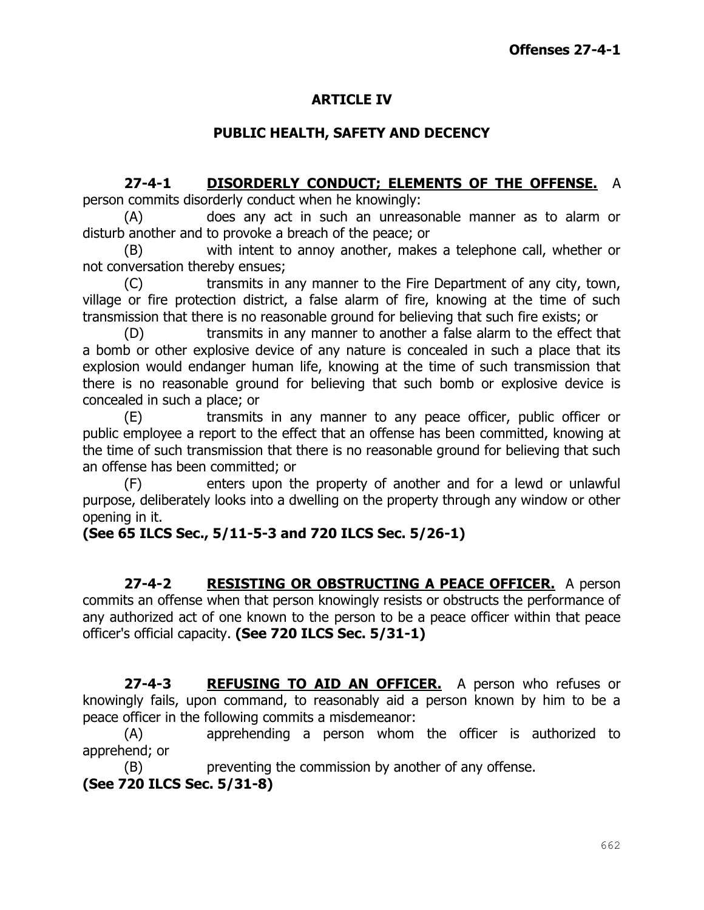# ARTICLE IV

## PUBLIC HEALTH, SAFETY AND DECENCY

**27-4-1 DISORDERLY CONDUCT; ELEMENTS OF THE OFFENSE.** A person commits disorderly conduct when he knowingly:

(A) does any act in such an unreasonable manner as to alarm or disturb another and to provoke a breach of the peace; or

(B) with intent to annoy another, makes a telephone call, whether or not conversation thereby ensues;

(C) transmits in any manner to the Fire Department of any city, town, village or fire protection district, a false alarm of fire, knowing at the time of such transmission that there is no reasonable ground for believing that such fire exists; or

(D) transmits in any manner to another a false alarm to the effect that a bomb or other explosive device of any nature is concealed in such a place that its explosion would endanger human life, knowing at the time of such transmission that there is no reasonable ground for believing that such bomb or explosive device is concealed in such a place; or

(E) transmits in any manner to any peace officer, public officer or public employee a report to the effect that an offense has been committed, knowing at the time of such transmission that there is no reasonable ground for believing that such an offense has been committed; or

(F) enters upon the property of another and for a lewd or unlawful purpose, deliberately looks into a dwelling on the property through any window or other opening in it.

**(See 65 ILCS Sec., 5/11-5-3 and 720 ILCS Sec. 5/26-1)**

**27-4-2 RESISTING OR OBSTRUCTING A PEACE OFFICER.** A person commits an offense when that person knowingly resists or obstructs the performance of any authorized act of one known to the person to be a peace officer within that peace officer's official capacity. **(See 720 ILCS Sec. 5/31-1)**

**27-4-3 REFUSING TO AID AN OFFICER.** A person who refuses or knowingly fails, upon command, to reasonably aid a person known by him to be a peace officer in the following commits a misdemeanor:

(A) apprehending a person whom the officer is authorized to apprehend; or

(B) preventing the commission by another of any offense.

**(See 720 ILCS Sec. 5/31-8)**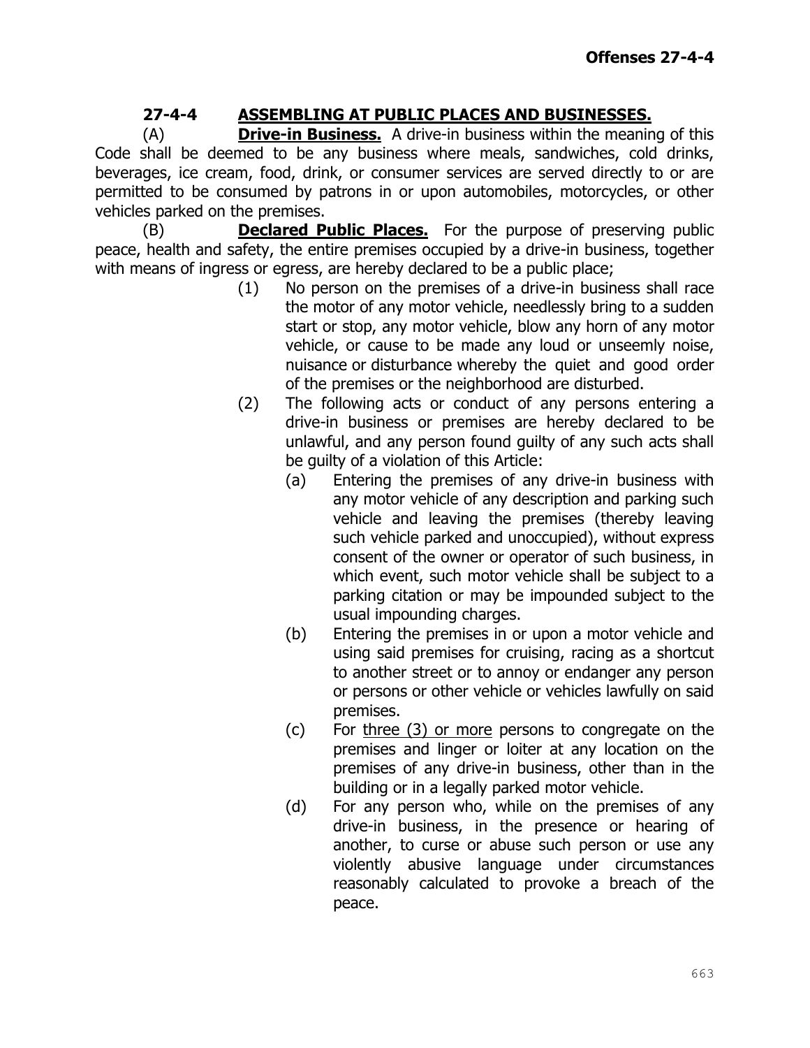## 27-4-4 ASSEMBLING AT PUBLIC PLACES AND BUSINESSES.

(A) **Drive-in Business.** A drive-in business within the meaning of this Code shall be deemed to be any business where meals, sandwiches, cold drinks, beverages, ice cream, food, drink, or consumer services are served directly to or are permitted to be consumed by patrons in or upon automobiles, motorcycles, or other vehicles parked on the premises.

(B) **Declared Public Places.** For the purpose of preserving public peace, health and safety, the entire premises occupied by a drive-in business, together with means of ingress or egress, are hereby declared to be a public place;

(1) No person on the premises of a drive-in business shall race the motor of any motor vehicle, needlessly bring to a sudden start or stop, any motor vehicle, blow any horn of any motor vehicle, or cause to be made any loud or unseemly noise, nuisance or disturbance whereby the quiet and good order of the premises or the neighborhood are disturbed.

(2) The following acts or conduct of any persons entering a drive-in business or premises are hereby declared to be unlawful, and any person found guilty of any such acts shall be guilty of a violation of this Article:

(a) Entering the premises of any drive-in business with any motor vehicle of any description and parking such vehicle and leaving the premises (thereby leaving such vehicle parked and unoccupied), without express consent of the owner or operator of such business, in which event, such motor vehicle shall be subject to a parking citation or may be impounded subject to the usual impounding charges.

(b) Entering the premises in or upon a motor vehicle and using said premises for cruising, racing as a shortcut to another street or to annoy or endanger any person or persons or other vehicle or vehicles lawfully on said premises.

(c) For three (3) or more persons to congregate on the premises and linger or loiter at any location on the premises of any drive-in business, other than in the building or in a legally parked motor vehicle.

(d) For any person who, while on the premises of any drive-in business, in the presence or hearing of another, to curse or abuse such person or use any violently abusive language under circumstances reasonably calculated to provoke a breach of the peace.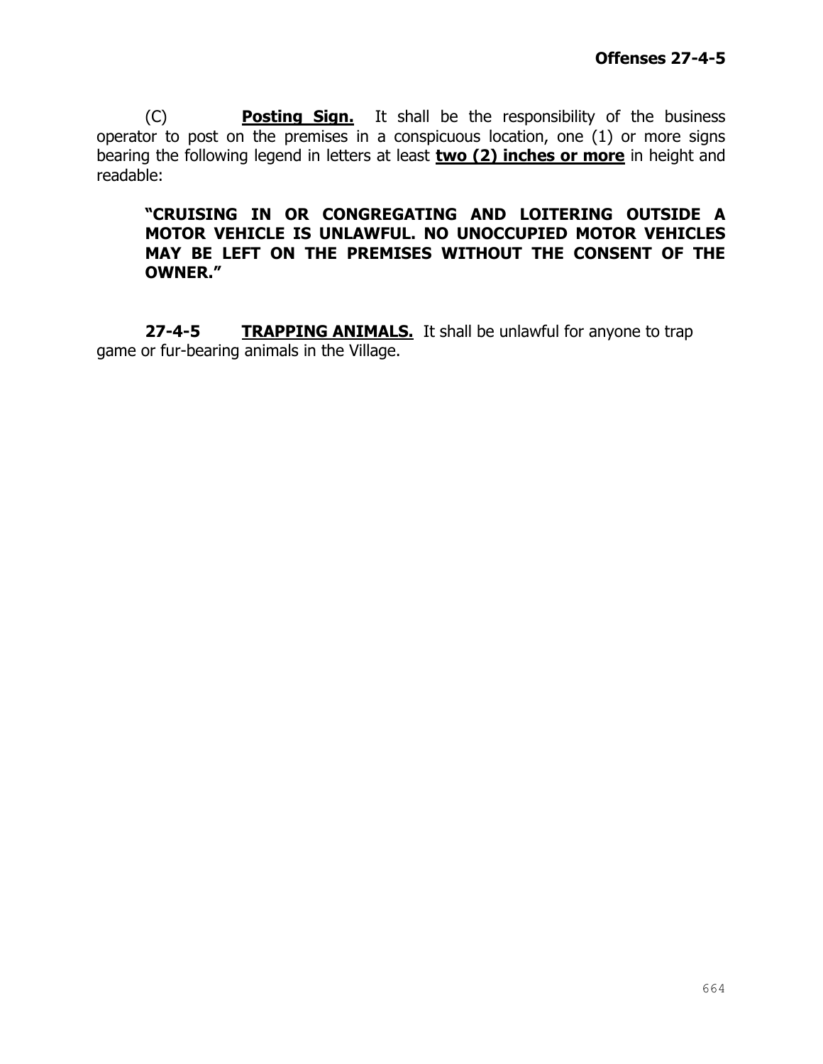(C) **Posting Sign.** It shall be the responsibility of the business operator to post on the premises in a conspicuous location, one (1) or more signs bearing the following legend in letters at least **two (2) inches or more** in height and readable:

> **"CRUISING IN OR CONGREGATING AND LOITERING OUTSIDE A MOTOR VEHICLE IS UNLAWFUL. NO UNOCCUPIED MOTOR VEHICLES MAY BE LEFT ON THE PREMISES WITHOUT THE CONSENT OF THE OWNER."**

**27-4-5 TRAPPING ANIMALS.** It shall be unlawful for anyone to trap game or fur-bearing animals in the Village.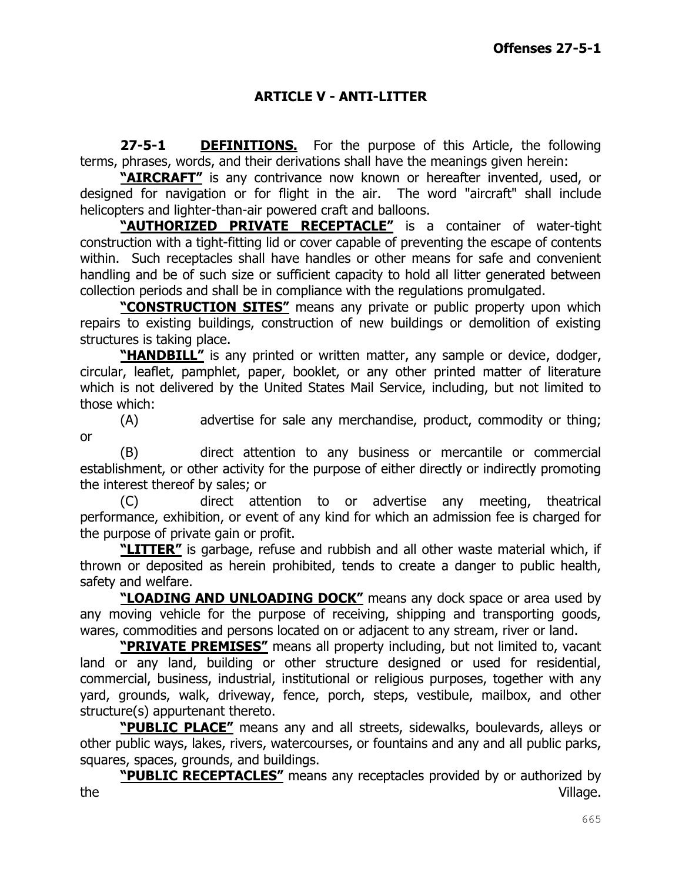## ARTICLE V - ANTI-LITTER

**27-5-1 DEFINITIONS.** For the purpose of this Article, the following terms, phrases, words, and their derivations shall have the meanings given herein:

**"AIRCRAFT"** is any contrivance now known or hereafter invented, used, or designed for navigation or for flight in the air. The word "aircraft" shall include helicopters and lighter-than-air powered craft and balloons.

**"AUTHORIZED PRIVATE RECEPTACLE"** is a container of water-tight construction with a tight-fitting lid or cover capable of preventing the escape of contents within. Such receptacles shall have handles or other means for safe and convenient handling and be of such size or sufficient capacity to hold all litter generated between collection periods and shall be in compliance with the regulations promulgated.

**"CONSTRUCTION SITES"** means any private or public property upon which repairs to existing buildings, construction of new buildings or demolition of existing structures is taking place.

**"HANDBILL"** is any printed or written matter, any sample or device, dodger, circular, leaflet, pamphlet, paper, booklet, or any other printed matter of literature which is not delivered by the United States Mail Service, including, but not limited to those which:

(A) advertise for sale any merchandise, product, commodity or thing; or

(B) direct attention to any business or mercantile or commercial establishment, or other activity for the purpose of either directly or indirectly promoting the interest thereof by sales; or

(C) direct attention to or advertise any meeting, theatrical performance, exhibition, or event of any kind for which an admission fee is charged for the purpose of private gain or profit.

**"LITTER"** is garbage, refuse and rubbish and all other waste material which, if thrown or deposited as herein prohibited, tends to create a danger to public health, safety and welfare.

**"LOADING AND UNLOADING DOCK"** means any dock space or area used by any moving vehicle for the purpose of receiving, shipping and transporting goods, wares, commodities and persons located on or adjacent to any stream, river or land.

**"PRIVATE PREMISES"** means all property including, but not limited to, vacant land or any land, building or other structure designed or used for residential, commercial, business, industrial, institutional or religious purposes, together with any yard, grounds, walk, driveway, fence, porch, steps, vestibule, mailbox, and other structure(s) appurtenant thereto.

**"PUBLIC PLACE"** means any and all streets, sidewalks, boulevards, alleys or other public ways, lakes, rivers, watercourses, or fountains and any and all public parks, squares, spaces, grounds, and buildings.

**"PUBLIC RECEPTACLES"** means any receptacles provided by or authorized by the Village.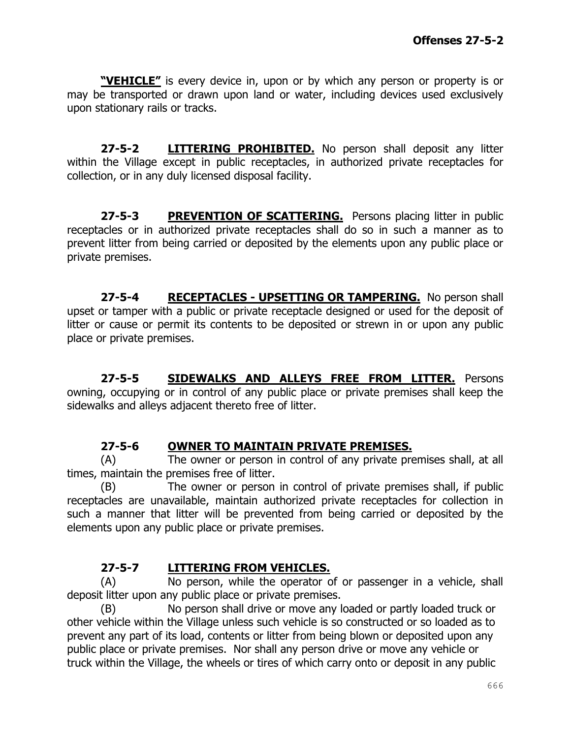**"VEHICLE"** is every device in, upon or by which any person or property is or may be transported or drawn upon land or water, including devices used exclusively upon stationary rails or tracks.

**27-5-2 LITTERING PROHIBITED.** No person shall deposit any litter within the Village except in public receptacles, in authorized private receptacles for collection, or in any duly licensed disposal facility.

**27-5-3 PREVENTION OF SCATTERING.** Persons placing litter in public receptacles or in authorized private receptacles shall do so in such a manner as to prevent litter from being carried or deposited by the elements upon any public place or private premises.

**27-5-4 RECEPTACLES - UPSETTING OR TAMPERING.** No person shall upset or tamper with a public or private receptacle designed or used for the deposit of litter or cause or permit its contents to be deposited or strewn in or upon any public place or private premises.

**27-5-5 SIDEWALKS AND ALLEYS FREE FROM LITTER.** Persons owning, occupying or in control of any public place or private premises shall keep the sidewalks and alleys adjacent thereto free of litter.

**27-5-6 OWNER TO MAINTAIN PRIVATE PREMISES.**

(A) The owner or person in control of any private premises shall, at all times, maintain the premises free of litter.

(B) The owner or person in control of private premises shall, if public receptacles are unavailable, maintain authorized private receptacles for collection in such a manner that litter will be prevented from being carried or deposited by the elements upon any public place or private premises.

**27-5-7 LITTERING FROM VEHICLES.**

(A) No person, while the operator of or passenger in a vehicle, shall deposit litter upon any public place or private premises.

(B) No person shall drive or move any loaded or partly loaded truck or other vehicle within the Village unless such vehicle is so constructed or so loaded as to prevent any part of its load, contents or litter from being blown or deposited upon any public place or private premises. Nor shall any person drive or move any vehicle or truck within the Village, the wheels or tires of which carry onto or deposit in any public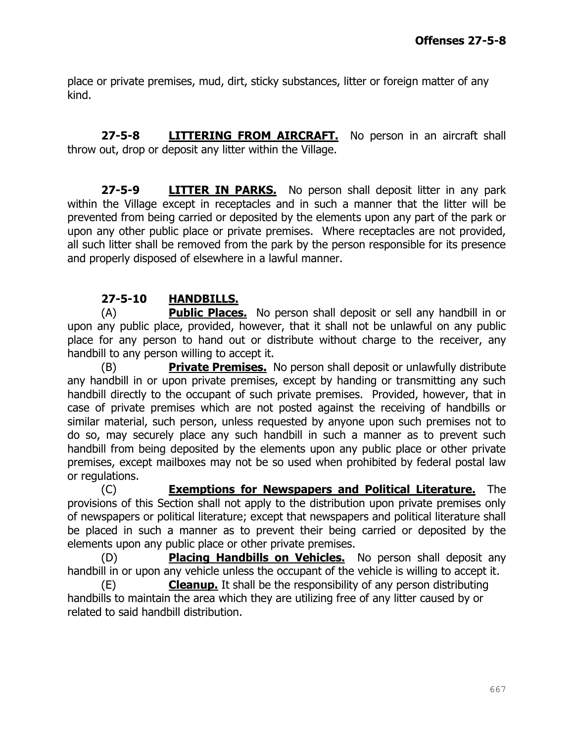place or private premises, mud, dirt, sticky substances, litter or foreign matter of any kind.

**27-5-8 LITTERING FROM AIRCRAFT.** No person in an aircraft shall throw out, drop or deposit any litter within the Village.

**27-5-9 LITTER IN PARKS.** No person shall deposit litter in any park within the Village except in receptacles and in such a manner that the litter will be prevented from being carried or deposited by the elements upon any part of the park or upon any other public place or private premises. Where receptacles are not provided, all such litter shall be removed from the park by the person responsible for its presence and properly disposed of elsewhere in a lawful manner.

**27-5-10 HANDBILLS.**

(A) **Public Places.** No person shall deposit or sell any handbill in or upon any public place, provided, however, that it shall not be unlawful on any public place for any person to hand out or distribute without charge to the receiver, any handbill to any person willing to accept it.

(B) **Private Premises.** No person shall deposit or unlawfully distribute any handbill in or upon private premises, except by handing or transmitting any such handbill directly to the occupant of such private premises. Provided, however, that in case of private premises which are not posted against the receiving of handbills or similar material, such person, unless requested by anyone upon such premises not to do so, may securely place any such handbill in such a manner as to prevent such handbill from being deposited by the elements upon any public place or other private premises, except mailboxes may not be so used when prohibited by federal postal law or regulations.

(C) **Exemptions for Newspapers and Political Literature.** The provisions of this Section shall not apply to the distribution upon private premises only of newspapers or political literature; except that newspapers and political literature shall be placed in such a manner as to prevent their being carried or deposited by the elements upon any public place or other private premises.

(D) **Placing Handbills on Vehicles.** No person shall deposit any handbill in or upon any vehicle unless the occupant of the vehicle is willing to accept it.

(E) **Cleanup.** It shall be the responsibility of any person distributing handbills to maintain the area which they are utilizing free of any litter caused by or related to said handbill distribution.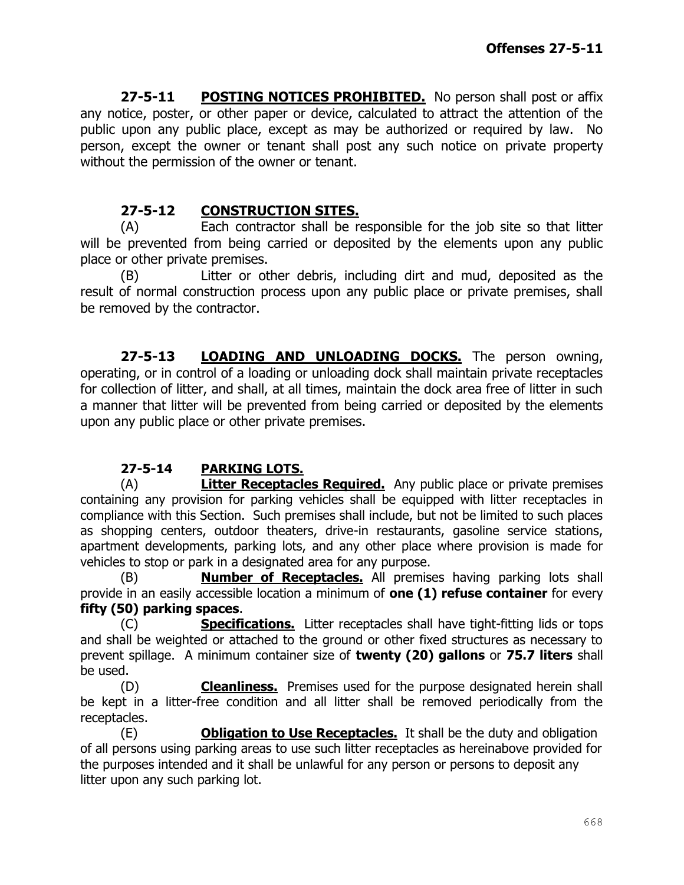**27-5-11 POSTING NOTICES PROHIBITED.** No person shall post or affix any notice, poster, or other paper or device, calculated to attract the attention of the public upon any public place, except as may be authorized or required by law. No person, except the owner or tenant shall post any such notice on private property without the permission of the owner or tenant.

**27-5-12 CONSTRUCTION SITES.**

(A) Each contractor shall be responsible for the job site so that litter will be prevented from being carried or deposited by the elements upon any public place or other private premises.

(B) Litter or other debris, including dirt and mud, deposited as the result of normal construction process upon any public place or private premises, shall be removed by the contractor.

**27-5-13 LOADING AND UNLOADING DOCKS.** The person owning, operating, or in control of a loading or unloading dock shall maintain private receptacles for collection of litter, and shall, at all times, maintain the dock area free of litter in such a manner that litter will be prevented from being carried or deposited by the elements upon any public place or other private premises.

**27-5-14 PARKING LOTS.**

(A) **Litter Receptacles Required.** Any public place or private premises containing any provision for parking vehicles shall be equipped with litter receptacles in compliance with this Section. Such premises shall include, but not be limited to such places as shopping centers, outdoor theaters, drive-in restaurants, gasoline service stations, apartment developments, parking lots, and any other place where provision is made for vehicles to stop or park in a designated area for any purpose.

(B) **Number of Receptacles.** All premises having parking lots shall provide in an easily accessible location a minimum of **one (1) refuse container** for every **fifty (50) parking spaces**.

(C) **Specifications.** Litter receptacles shall have tight-fitting lids or tops and shall be weighted or attached to the ground or other fixed structures as necessary to prevent spillage. A minimum container size of **twenty (20) gallons** or **75.7 liters** shall be used.

(D) **Cleanliness.** Premises used for the purpose designated herein shall be kept in a litter-free condition and all litter shall be removed periodically from the receptacles.

(E) **Obligation to Use Receptacles.** It shall be the duty and obligation of all persons using parking areas to use such litter receptacles as hereinabove provided for the purposes intended and it shall be unlawful for any person or persons to deposit any litter upon any such parking lot.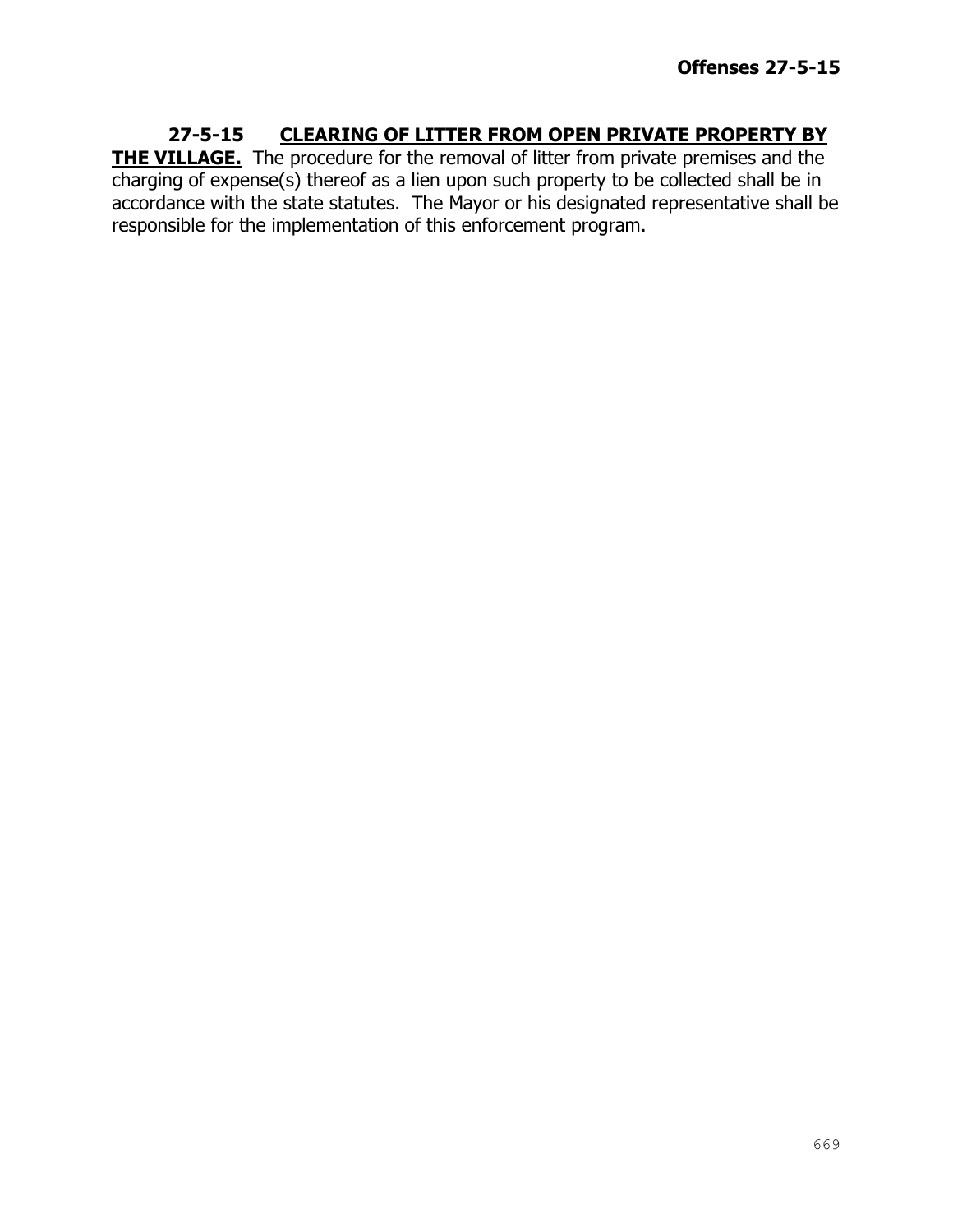**27-5-15 <u>CLEARING OF LITTER FROM OPEN PRIVATE PROPERTY BY THE VILLAGE.</u>** The procedure for the removal of litter from private premises and the charging of expense(s) thereof as a lien upon such property to be collected shall be in accordance with the state statutes. The Mayor or his designated representative shall be responsible for the implementation of this enforcement program.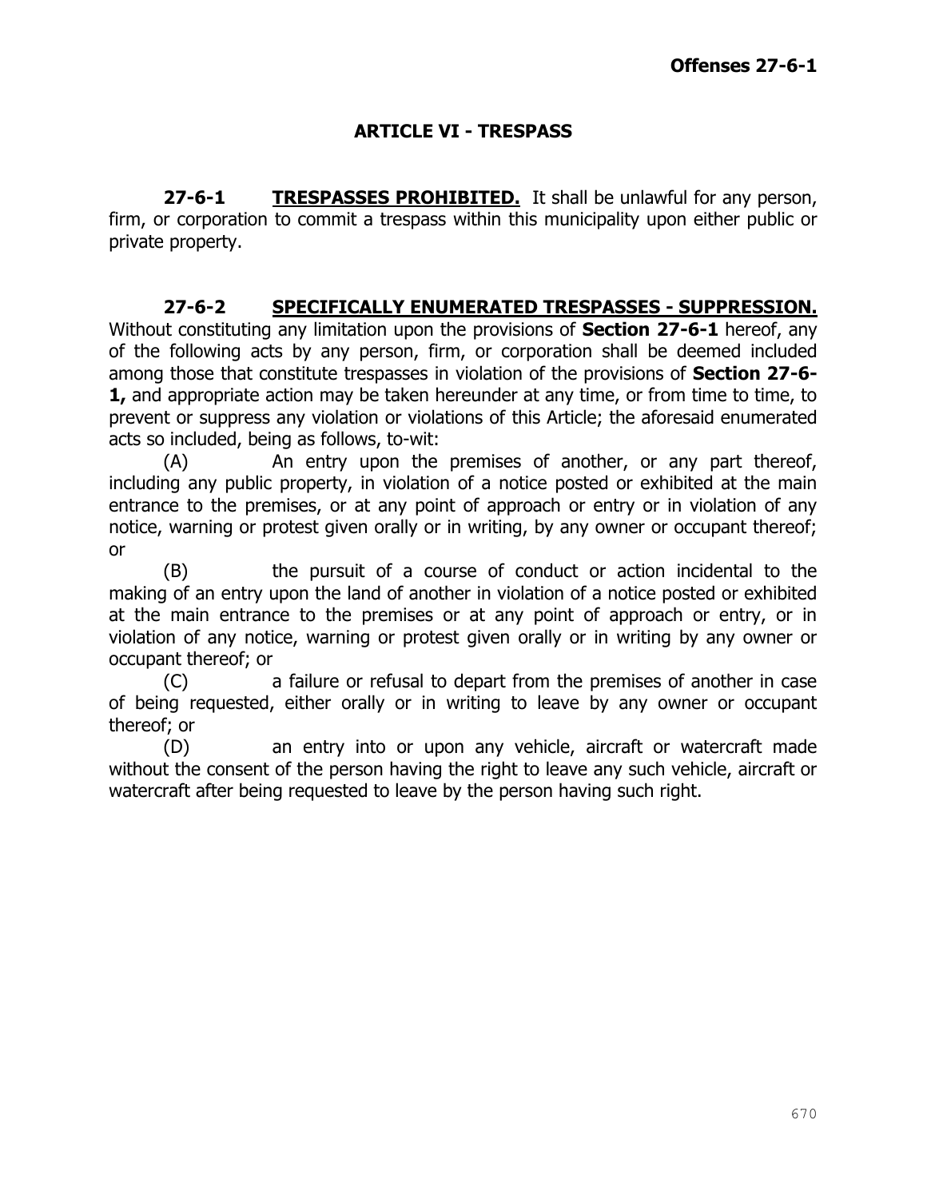## ARTICLE VI - TRESPASS

**27-6-1 TRESPASSES PROHIBITED.** It shall be unlawful for any person, firm, or corporation to commit a trespass within this municipality upon either public or private property.

**27-6-2 SPECIFICALLY ENUMERATED TRESPASSES - SUPPRESSION.** Without constituting any limitation upon the provisions of **Section 27-6-1** hereof, any of the following acts by any person, firm, or corporation shall be deemed included among those that constitute trespasses in violation of the provisions of **Section 27-6-1,** and appropriate action may be taken hereunder at any time, or from time to time, to prevent or suppress any violation or violations of this Article; the aforesaid enumerated acts so included, being as follows, to-wit:

(A) An entry upon the premises of another, or any part thereof, including any public property, in violation of a notice posted or exhibited at the main entrance to the premises, or at any point of approach or entry or in violation of any notice, warning or protest given orally or in writing, by any owner or occupant thereof; or

(B) the pursuit of a course of conduct or action incidental to the making of an entry upon the land of another in violation of a notice posted or exhibited at the main entrance to the premises or at any point of approach or entry, or in violation of any notice, warning or protest given orally or in writing by any owner or occupant thereof; or

(C) a failure or refusal to depart from the premises of another in case of being requested, either orally or in writing to leave by any owner or occupant thereof; or

(D) an entry into or upon any vehicle, aircraft or watercraft made without the consent of the person having the right to leave any such vehicle, aircraft or watercraft after being requested to leave by the person having such right.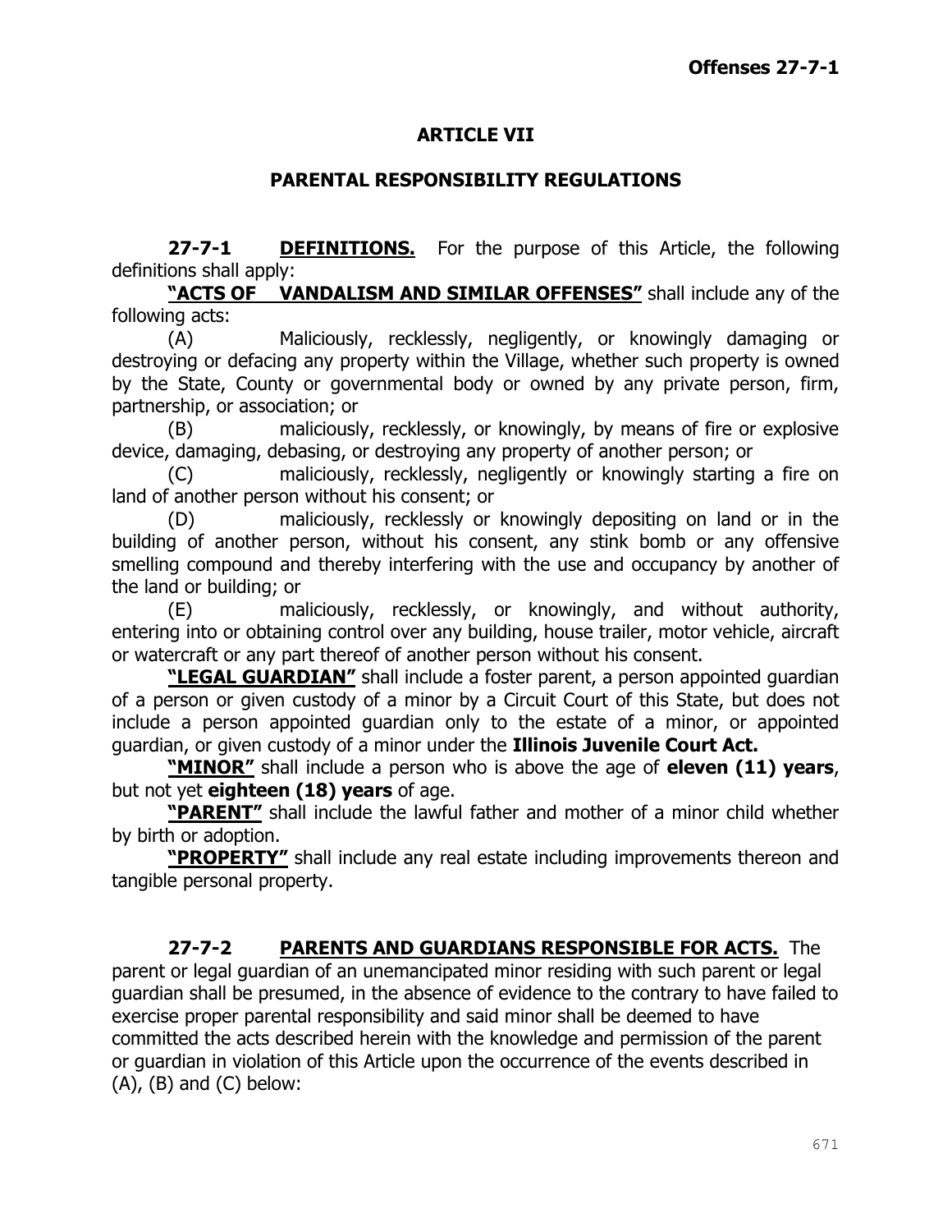## ARTICLE VII

## PARENTAL RESPONSIBILITY REGULATIONS

**27-7-1 DEFINITIONS.** For the purpose of this Article, the following definitions shall apply:

**"ACTS OF VANDALISM AND SIMILAR OFFENSES"** shall include any of the following acts:

(A) Maliciously, recklessly, negligently, or knowingly damaging or destroying or defacing any property within the Village, whether such property is owned by the State, County or governmental body or owned by any private person, firm, partnership, or association; or

(B) maliciously, recklessly, or knowingly, by means of fire or explosive device, damaging, debasing, or destroying any property of another person; or

(C) maliciously, recklessly, negligently or knowingly starting a fire on land of another person without his consent; or

(D) maliciously, recklessly or knowingly depositing on land or in the building of another person, without his consent, any stink bomb or any offensive smelling compound and thereby interfering with the use and occupancy by another of the land or building; or

(E) maliciously, recklessly, or knowingly, and without authority, entering into or obtaining control over any building, house trailer, motor vehicle, aircraft or watercraft or any part thereof of another person without his consent.

**"LEGAL GUARDIAN"** shall include a foster parent, a person appointed guardian of a person or given custody of a minor by a Circuit Court of this State, but does not include a person appointed guardian only to the estate of a minor, or appointed guardian, or given custody of a minor under the **Illinois Juvenile Court Act.**

**"MINOR"** shall include a person who is above the age of **eleven (11) years**, but not yet **eighteen (18) years** of age.

**"PARENT"** shall include the lawful father and mother of a minor child whether by birth or adoption.

**"PROPERTY"** shall include any real estate including improvements thereon and tangible personal property.

**27-7-2 PARENTS AND GUARDIANS RESPONSIBLE FOR ACTS.** The parent or legal guardian of an unemancipated minor residing with such parent or legal guardian shall be presumed, in the absence of evidence to the contrary to have failed to exercise proper parental responsibility and said minor shall be deemed to have committed the acts described herein with the knowledge and permission of the parent or guardian in violation of this Article upon the occurrence of the events described in (A), (B) and (C) below: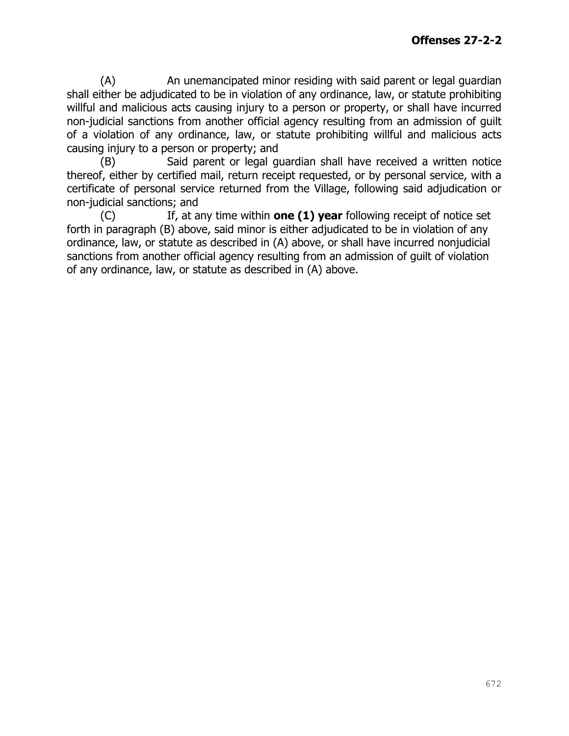(A) An unemancipated minor residing with said parent or legal guardian shall either be adjudicated to be in violation of any ordinance, law, or statute prohibiting willful and malicious acts causing injury to a person or property, or shall have incurred non-judicial sanctions from another official agency resulting from an admission of guilt of a violation of any ordinance, law, or statute prohibiting willful and malicious acts causing injury to a person or property; and

(B) Said parent or legal guardian shall have received a written notice thereof, either by certified mail, return receipt requested, or by personal service, with a certificate of personal service returned from the Village, following said adjudication or non-judicial sanctions; and

(C) If, at any time within **one (1) year** following receipt of notice set forth in paragraph (B) above, said minor is either adjudicated to be in violation of any ordinance, law, or statute as described in (A) above, or shall have incurred nonjudicial sanctions from another official agency resulting from an admission of guilt of violation of any ordinance, law, or statute as described in (A) above.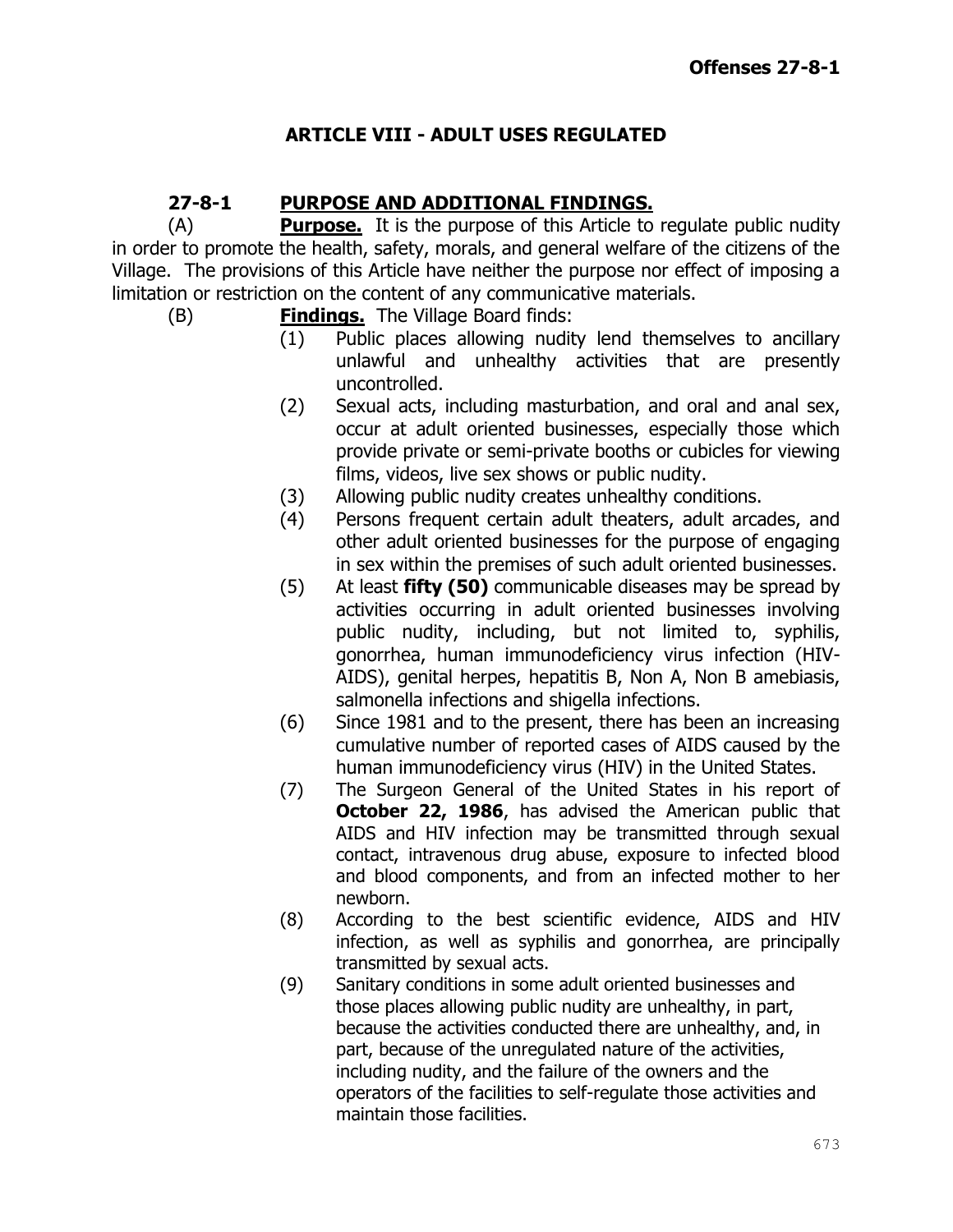## ARTICLE VIII - ADULT USES REGULATED

### 27-8-1 PURPOSE AND ADDITIONAL FINDINGS.

(A) **Purpose.** It is the purpose of this Article to regulate public nudity in order to promote the health, safety, morals, and general welfare of the citizens of the Village. The provisions of this Article have neither the purpose nor effect of imposing a limitation or restriction on the content of any communicative materials.

(B) **Findings.** The Village Board finds:

(1) Public places allowing nudity lend themselves to ancillary unlawful and unhealthy activities that are presently uncontrolled.

(2) Sexual acts, including masturbation, and oral and anal sex, occur at adult oriented businesses, especially those which provide private or semi-private booths or cubicles for viewing films, videos, live sex shows or public nudity.

(3) Allowing public nudity creates unhealthy conditions.

(4) Persons frequent certain adult theaters, adult arcades, and other adult oriented businesses for the purpose of engaging in sex within the premises of such adult oriented businesses.

(5) At least **fifty (50)** communicable diseases may be spread by activities occurring in adult oriented businesses involving public nudity, including, but not limited to, syphilis, gonorrhea, human immunodeficiency virus infection (HIV-AIDS), genital herpes, hepatitis B, Non A, Non B amebiasis, salmonella infections and shigella infections.

(6) Since 1981 and to the present, there has been an increasing cumulative number of reported cases of AIDS caused by the human immunodeficiency virus (HIV) in the United States.

(7) The Surgeon General of the United States in his report of **October 22, 1986**, has advised the American public that AIDS and HIV infection may be transmitted through sexual contact, intravenous drug abuse, exposure to infected blood and blood components, and from an infected mother to her newborn.

(8) According to the best scientific evidence, AIDS and HIV infection, as well as syphilis and gonorrhea, are principally transmitted by sexual acts.

(9) Sanitary conditions in some adult oriented businesses and those places allowing public nudity are unhealthy, in part, because the activities conducted there are unhealthy, and, in part, because of the unregulated nature of the activities, including nudity, and the failure of the owners and the operators of the facilities to self-regulate those activities and maintain those facilities.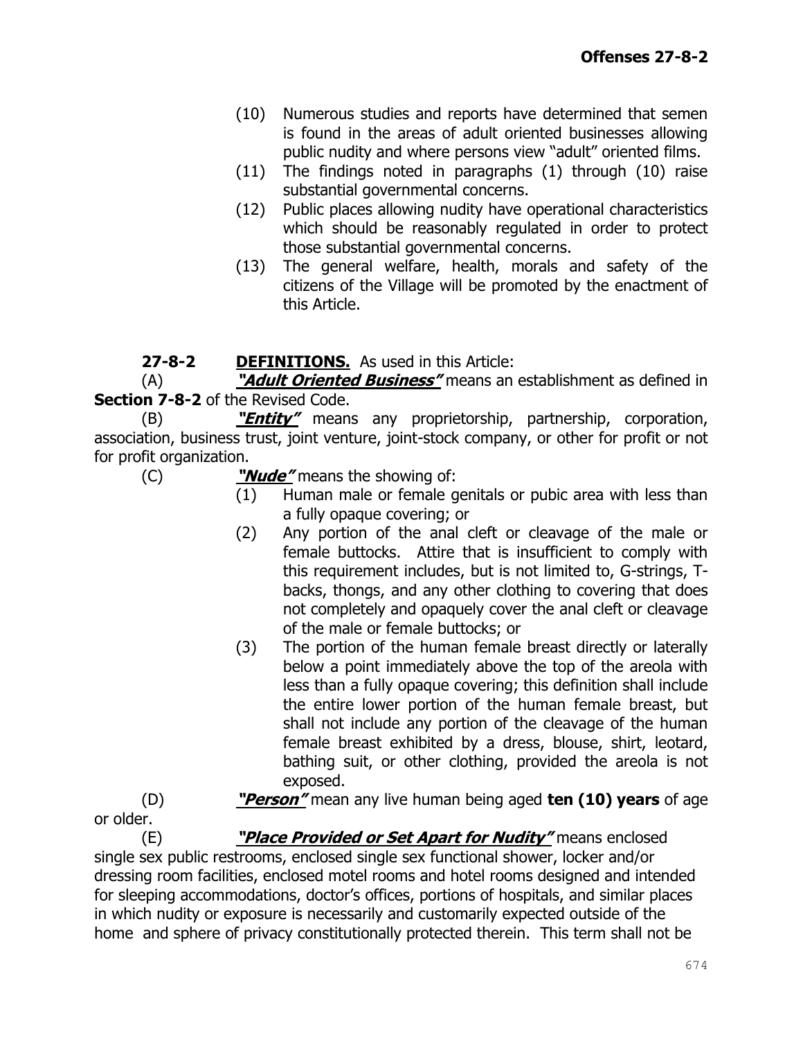(10) Numerous studies and reports have determined that semen is found in the areas of adult oriented businesses allowing public nudity and where persons view "adult" oriented films.

(11) The findings noted in paragraphs (1) through (10) raise substantial governmental concerns.

(12) Public places allowing nudity have operational characteristics which should be reasonably regulated in order to protect those substantial governmental concerns.

(13) The general welfare, health, morals and safety of the citizens of the Village will be promoted by the enactment of this Article.

**27-8-2 DEFINITIONS.** As used in this Article:

(A) ***"Adult Oriented Business"*** means an establishment as defined in **Section 7-8-2** of the Revised Code.

(B) ***"Entity"*** means any proprietorship, partnership, corporation, association, business trust, joint venture, joint-stock company, or other for profit or not for profit organization.

(C) ***"Nude"*** means the showing of:

(1) Human male or female genitals or pubic area with less than a fully opaque covering; or

(2) Any portion of the anal cleft or cleavage of the male or female buttocks. Attire that is insufficient to comply with this requirement includes, but is not limited to, G-strings, T-backs, thongs, and any other clothing to covering that does not completely and opaquely cover the anal cleft or cleavage of the male or female buttocks; or

(3) The portion of the human female breast directly or laterally below a point immediately above the top of the areola with less than a fully opaque covering; this definition shall include the entire lower portion of the human female breast, but shall not include any portion of the cleavage of the human female breast exhibited by a dress, blouse, shirt, leotard, bathing suit, or other clothing, provided the areola is not exposed.

(D) ***"Person"*** mean any live human being aged **ten (10) years** of age or older.

(E) ***"Place Provided or Set Apart for Nudity"*** means enclosed single sex public restrooms, enclosed single sex functional shower, locker and/or dressing room facilities, enclosed motel rooms and hotel rooms designed and intended for sleeping accommodations, doctor's offices, portions of hospitals, and similar places in which nudity or exposure is necessarily and customarily expected outside of the home and sphere of privacy constitutionally protected therein. This term shall not be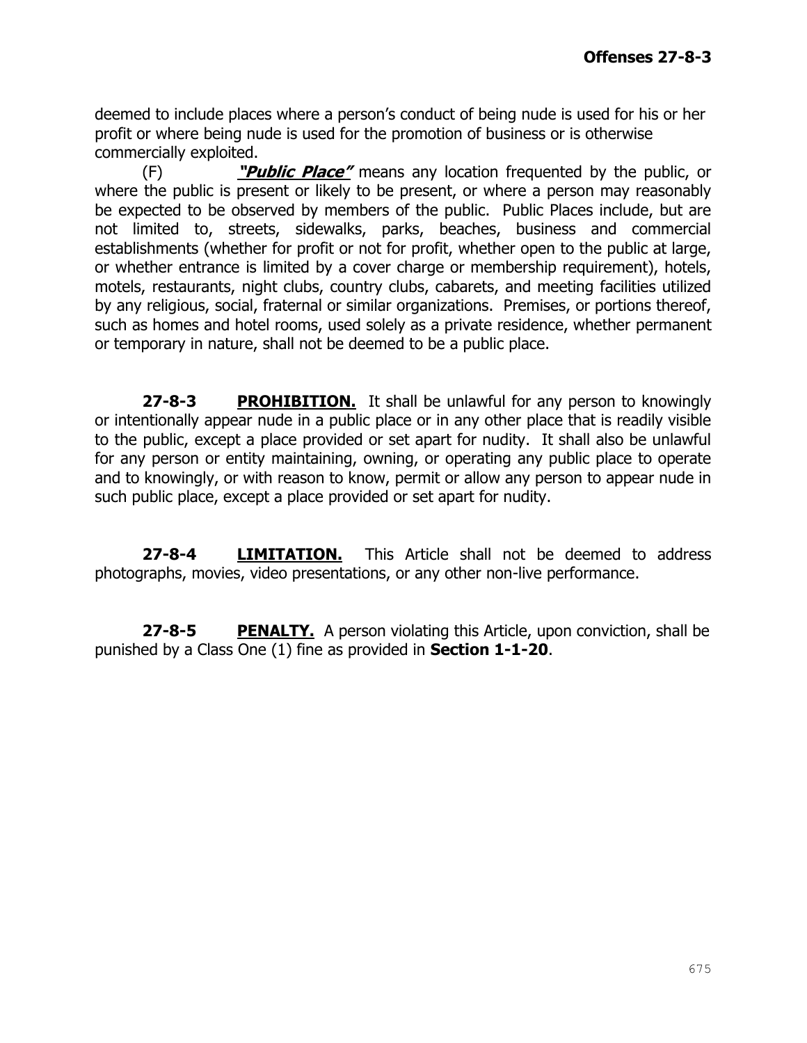deemed to include places where a person's conduct of being nude is used for his or her profit or where being nude is used for the promotion of business or is otherwise commercially exploited.

(F) ***"Public Place"*** means any location frequented by the public, or where the public is present or likely to be present, or where a person may reasonably be expected to be observed by members of the public. Public Places include, but are not limited to, streets, sidewalks, parks, beaches, business and commercial establishments (whether for profit or not for profit, whether open to the public at large, or whether entrance is limited by a cover charge or membership requirement), hotels, motels, restaurants, night clubs, country clubs, cabarets, and meeting facilities utilized by any religious, social, fraternal or similar organizations. Premises, or portions thereof, such as homes and hotel rooms, used solely as a private residence, whether permanent or temporary in nature, shall not be deemed to be a public place.

**27-8-3 PROHIBITION.** It shall be unlawful for any person to knowingly or intentionally appear nude in a public place or in any other place that is readily visible to the public, except a place provided or set apart for nudity. It shall also be unlawful for any person or entity maintaining, owning, or operating any public place to operate and to knowingly, or with reason to know, permit or allow any person to appear nude in such public place, except a place provided or set apart for nudity.

**27-8-4 LIMITATION.** This Article shall not be deemed to address photographs, movies, video presentations, or any other non-live performance.

**27-8-5 PENALTY.** A person violating this Article, upon conviction, shall be punished by a Class One (1) fine as provided in **Section 1-1-20**.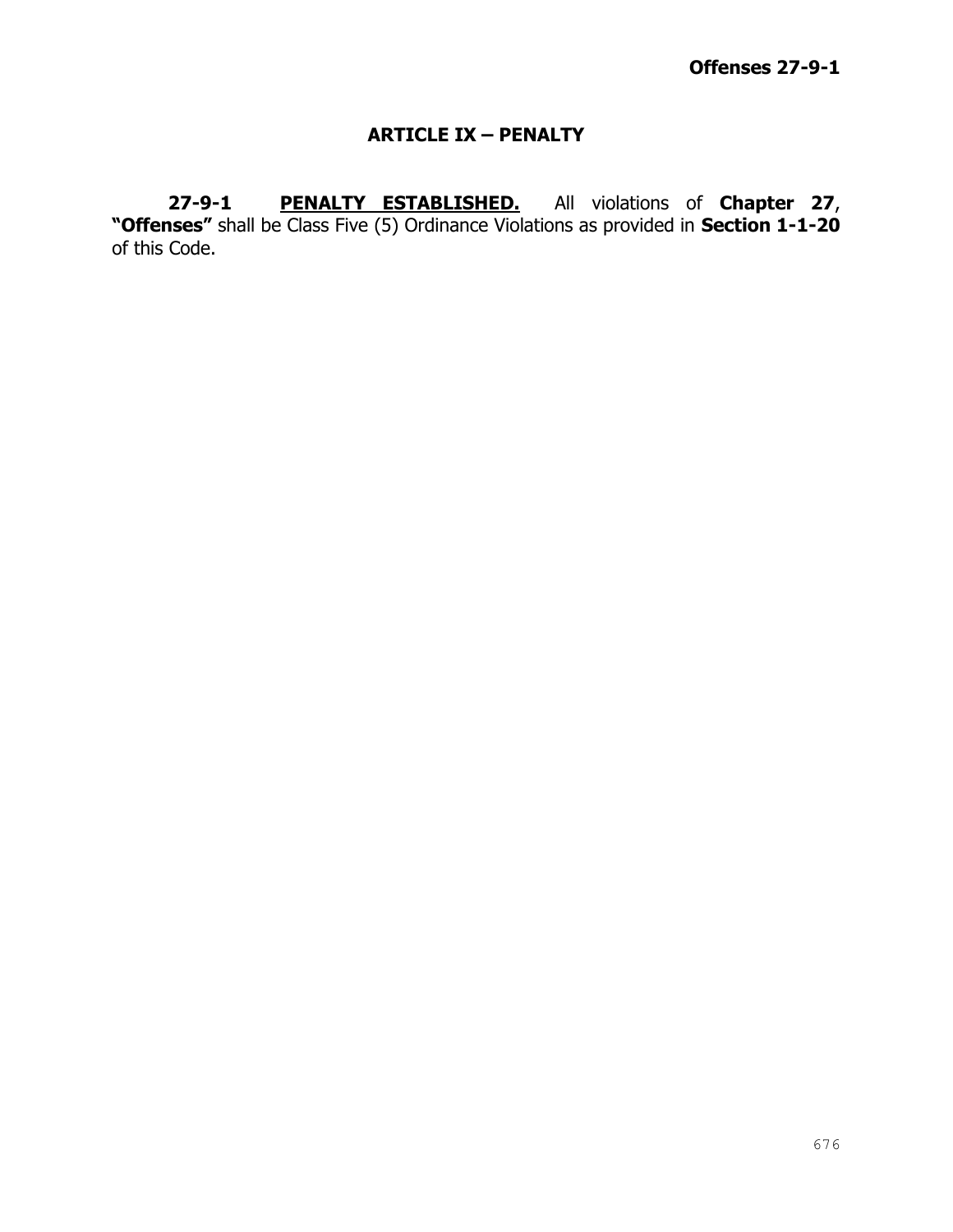## ARTICLE IX – PENALTY

**27-9-1** **<u>PENALTY ESTABLISHED.</u>** All violations of **Chapter 27**, **"Offenses"** shall be Class Five (5) Ordinance Violations as provided in **Section 1-1-20** of this Code.